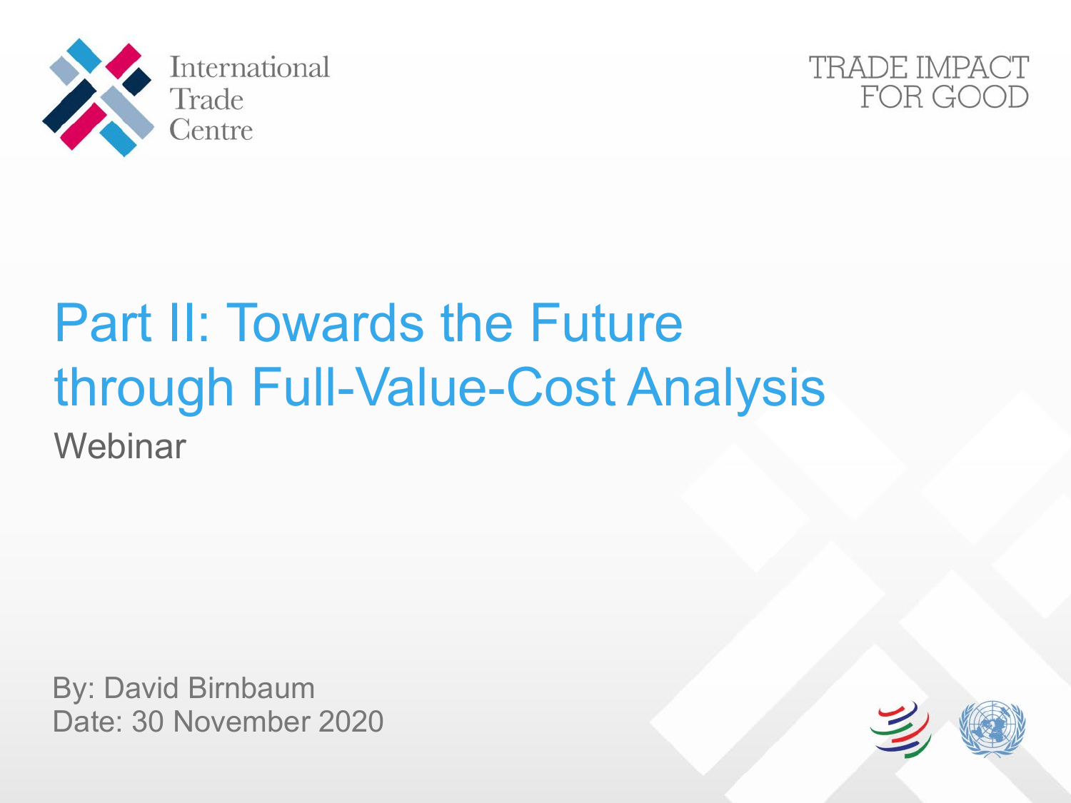International Trade Centre

TRADE IMPACT FOR GOOD

# Part II: Towards the Future through Full-Value-Cost Analysis

Webinar

By: David Birnbaum
Date: 30 November 2020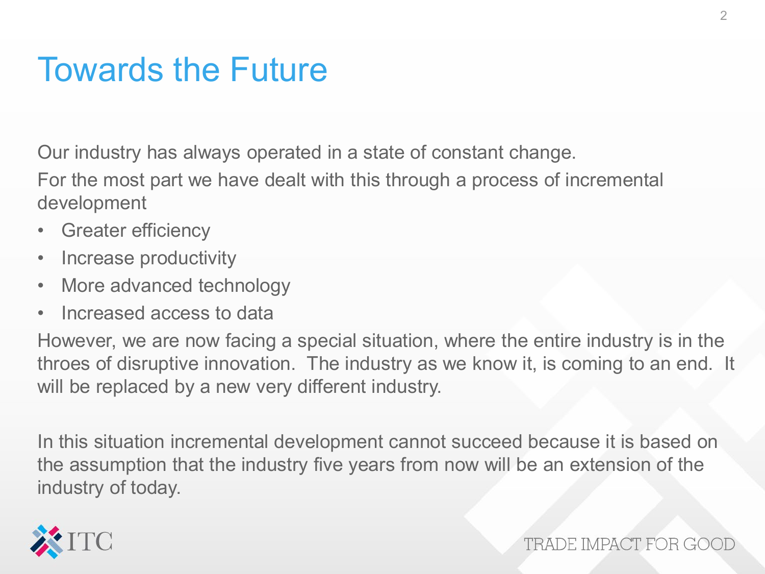# Towards the Future

Our industry has always operated in a state of constant change.

For the most part we have dealt with this through a process of incremental development

- Greater efficiency
- Increase productivity
- More advanced technology
- Increased access to data

However, we are now facing a special situation, where the entire industry is in the throes of disruptive innovation.  The industry as we know it, is coming to an end.  It will be replaced by a new very different industry.

In this situation incremental development cannot succeed because it is based on the assumption that the industry five years from now will be an extension of the industry of today.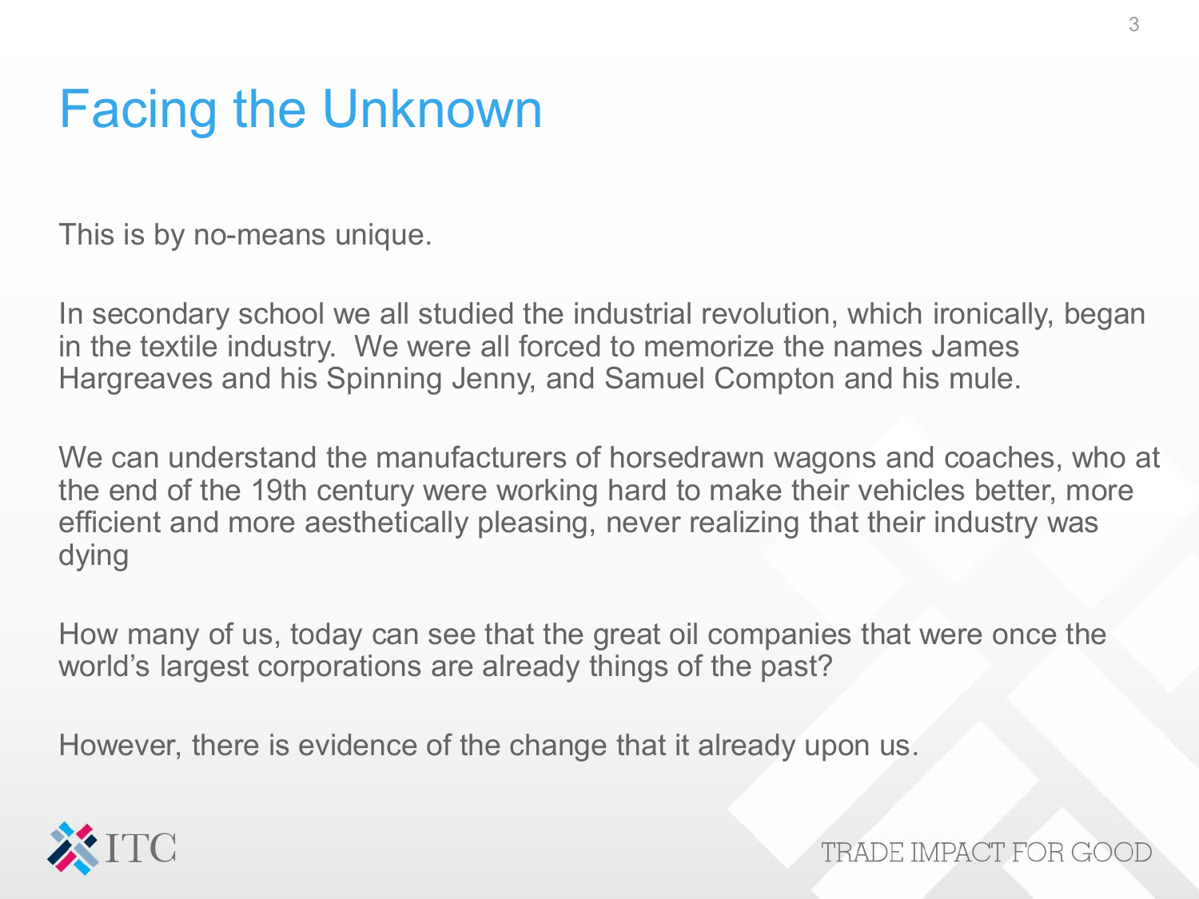# Facing the Unknown

This is by no-means unique.

In secondary school we all studied the industrial revolution, which ironically, began in the textile industry. We were all forced to memorize the names James Hargreaves and his Spinning Jenny, and Samuel Compton and his mule.

We can understand the manufacturers of horsedrawn wagons and coaches, who at the end of the 19th century were working hard to make their vehicles better, more efficient and more aesthetically pleasing, never realizing that their industry was dying

How many of us, today can see that the great oil companies that were once the world's largest corporations are already things of the past?

However, there is evidence of the change that it already upon us.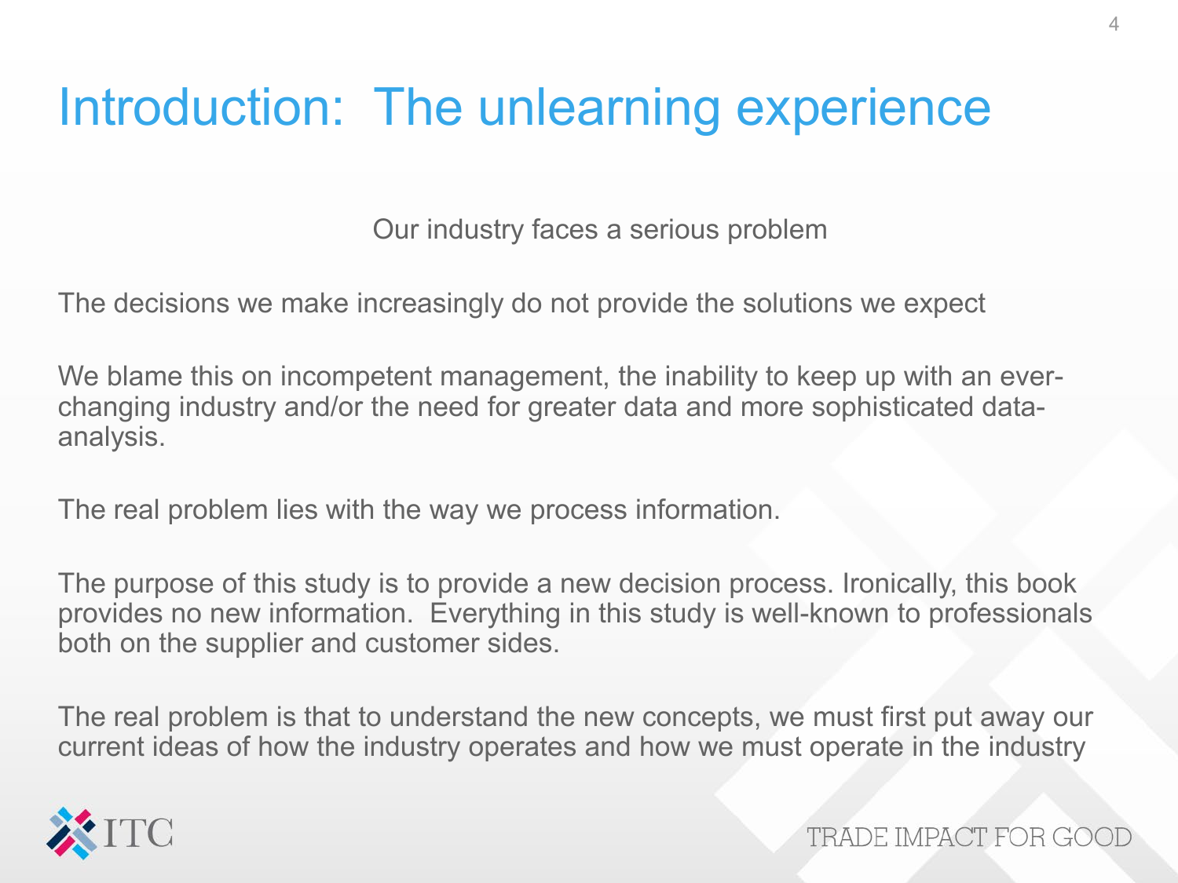# Introduction: The unlearning experience

Our industry faces a serious problem

The decisions we make increasingly do not provide the solutions we expect

We blame this on incompetent management, the inability to keep up with an ever-changing industry and/or the need for greater data and more sophisticated data-analysis.

The real problem lies with the way we process information.

The purpose of this study is to provide a new decision process. Ironically, this book provides no new information. Everything in this study is well-known to professionals both on the supplier and customer sides.

The real problem is that to understand the new concepts, we must first put away our current ideas of how the industry operates and how we must operate in the industry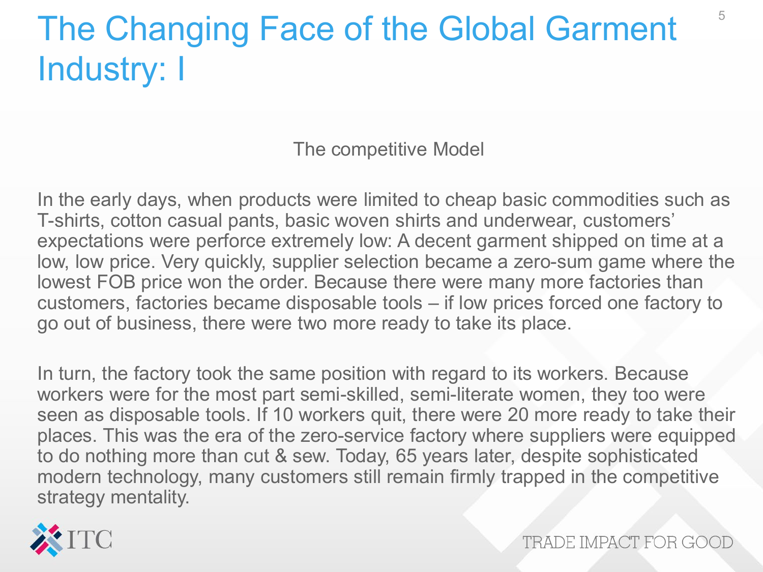# The Changing Face of the Global Garment Industry: I

## The competitive Model

In the early days, when products were limited to cheap basic commodities such as T-shirts, cotton casual pants, basic woven shirts and underwear, customers' expectations were perforce extremely low: A decent garment shipped on time at a low, low price. Very quickly, supplier selection became a zero-sum game where the lowest FOB price won the order. Because there were many more factories than customers, factories became disposable tools – if low prices forced one factory to go out of business, there were two more ready to take its place.

In turn, the factory took the same position with regard to its workers. Because workers were for the most part semi-skilled, semi-literate women, they too were seen as disposable tools. If 10 workers quit, there were 20 more ready to take their places. This was the era of the zero-service factory where suppliers were equipped to do nothing more than cut & sew. Today, 65 years later, despite sophisticated modern technology, many customers still remain firmly trapped in the competitive strategy mentality.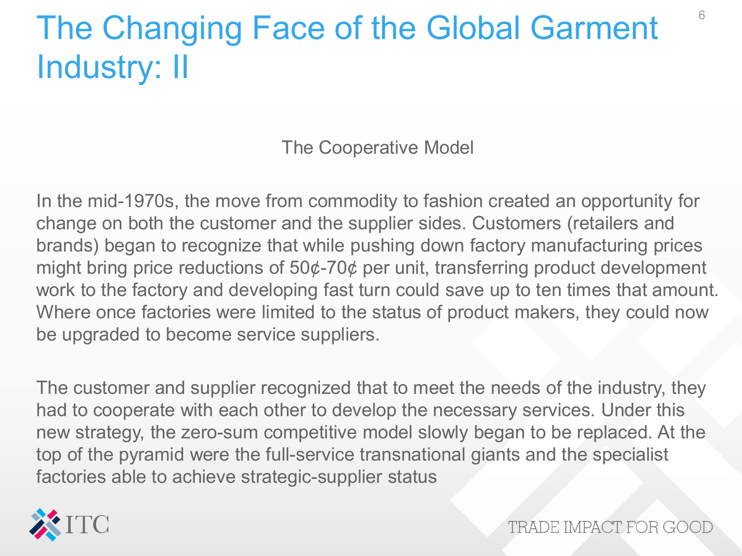# The Changing Face of the Global Garment Industry: II

## The Cooperative Model

In the mid-1970s, the move from commodity to fashion created an opportunity for change on both the customer and the supplier sides. Customers (retailers and brands) began to recognize that while pushing down factory manufacturing prices might bring price reductions of 50¢-70¢ per unit, transferring product development work to the factory and developing fast turn could save up to ten times that amount. Where once factories were limited to the status of product makers, they could now be upgraded to become service suppliers.

The customer and supplier recognized that to meet the needs of the industry, they had to cooperate with each other to develop the necessary services. Under this new strategy, the zero-sum competitive model slowly began to be replaced. At the top of the pyramid were the full-service transnational giants and the specialist factories able to achieve strategic-supplier status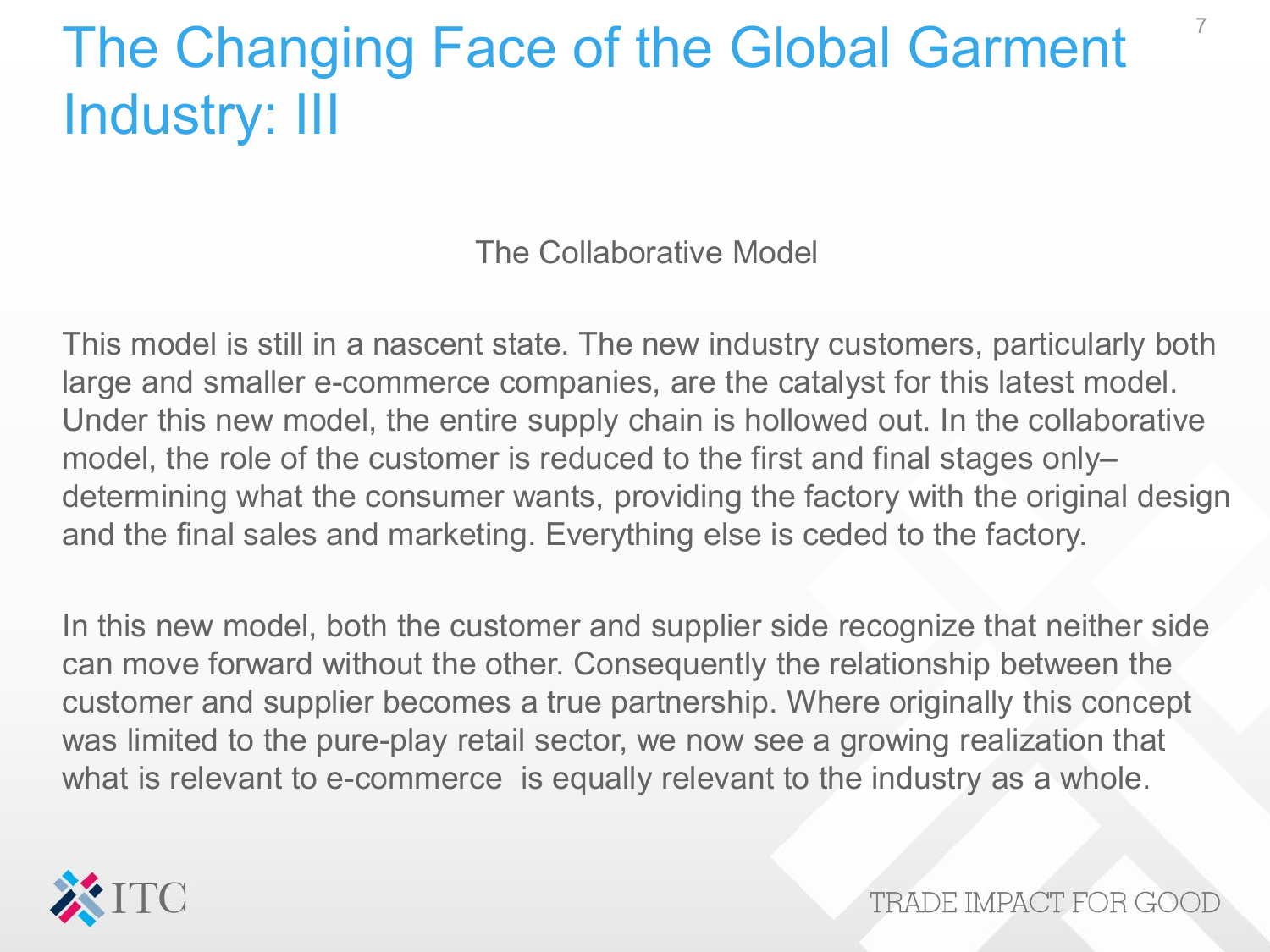# The Changing Face of the Global Garment Industry: III

## The Collaborative Model

This model is still in a nascent state. The new industry customers, particularly both large and smaller e-commerce companies, are the catalyst for this latest model. Under this new model, the entire supply chain is hollowed out. In the collaborative model, the role of the customer is reduced to the first and final stages only– determining what the consumer wants, providing the factory with the original design and the final sales and marketing. Everything else is ceded to the factory.

In this new model, both the customer and supplier side recognize that neither side can move forward without the other. Consequently the relationship between the customer and supplier becomes a true partnership. Where originally this concept was limited to the pure-play retail sector, we now see a growing realization that what is relevant to e-commerce is equally relevant to the industry as a whole.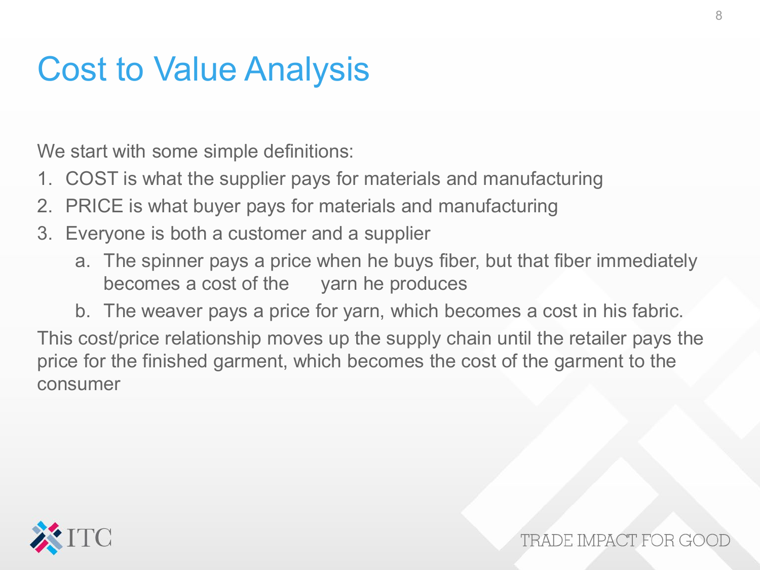# Cost to Value Analysis

We start with some simple definitions:

1. COST is what the supplier pays for materials and manufacturing
2. PRICE is what buyer pays for materials and manufacturing
3. Everyone is both a customer and a supplier
   a. The spinner pays a price when he buys fiber, but that fiber immediately becomes a cost of the yarn he produces
   b. The weaver pays a price for yarn, which becomes a cost in his fabric.

This cost/price relationship moves up the supply chain until the retailer pays the price for the finished garment, which becomes the cost of the garment to the consumer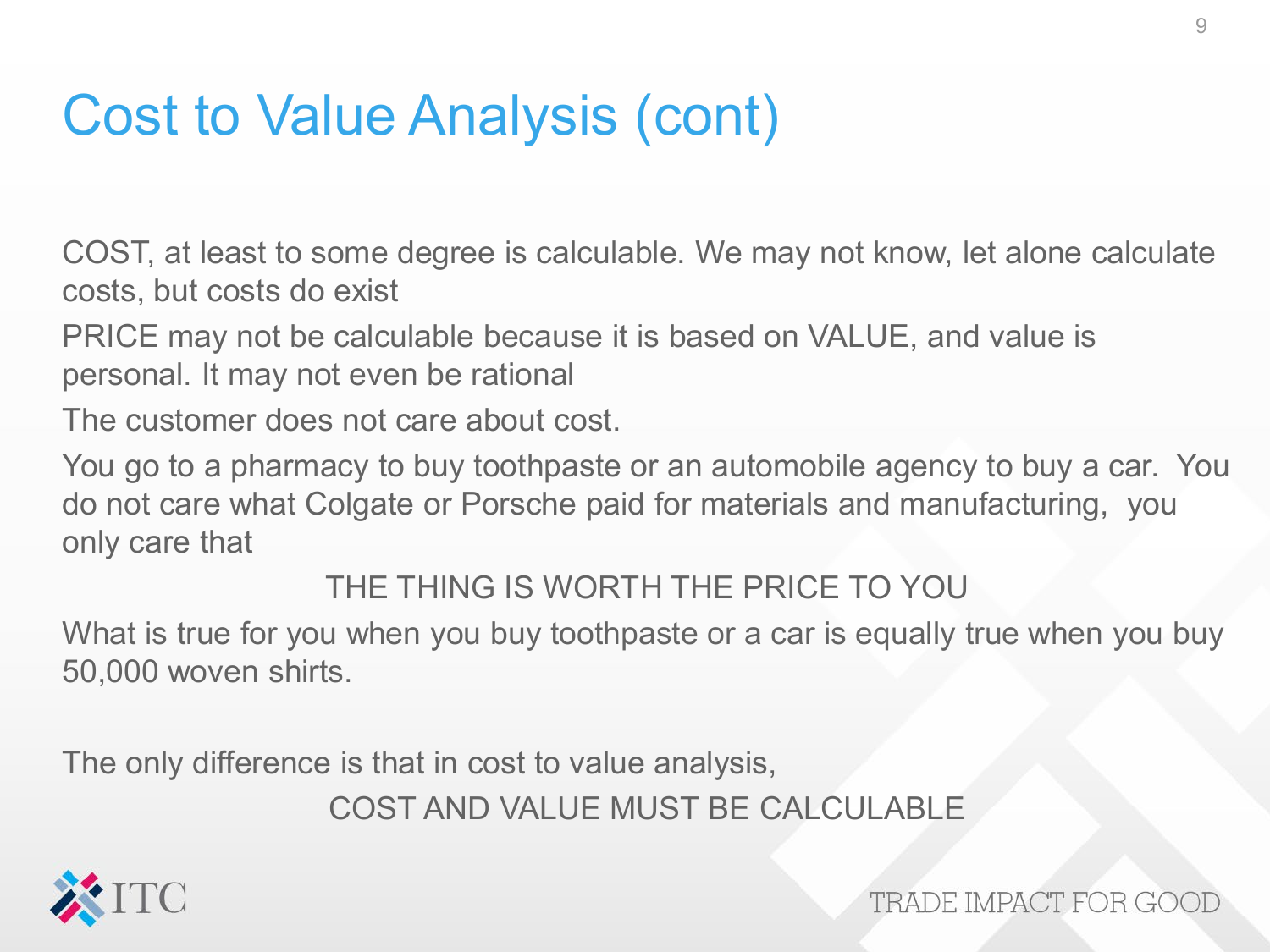# Cost to Value Analysis (cont)

COST, at least to some degree is calculable. We may not know, let alone calculate costs, but costs do exist

PRICE may not be calculable because it is based on VALUE, and value is personal. It may not even be rational

The customer does not care about cost.

You go to a pharmacy to buy toothpaste or an automobile agency to buy a car. You do not care what Colgate or Porsche paid for materials and manufacturing, you only care that

THE THING IS WORTH THE PRICE TO YOU

What is true for you when you buy toothpaste or a car is equally true when you buy 50,000 woven shirts.

The only difference is that in cost to value analysis,

COST AND VALUE MUST BE CALCULABLE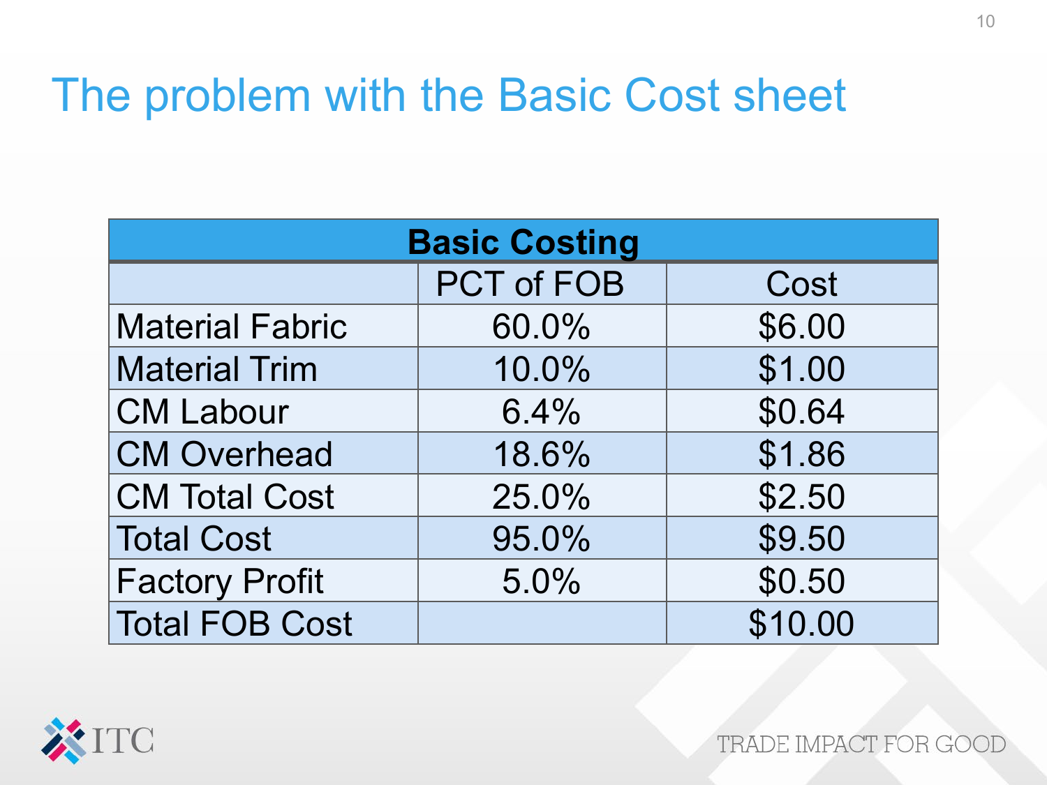# The problem with the Basic Cost sheet

| Basic Costing | | |
|---|---|---|
| | PCT of FOB | Cost |
| Material Fabric | 60.0% | $6.00 |
| Material Trim | 10.0% | $1.00 |
| CM Labour | 6.4% | $0.64 |
| CM Overhead | 18.6% | $1.86 |
| CM Total Cost | 25.0% | $2.50 |
| Total Cost | 95.0% | $9.50 |
| Factory Profit | 5.0% | $0.50 |
| Total FOB Cost | | $10.00 |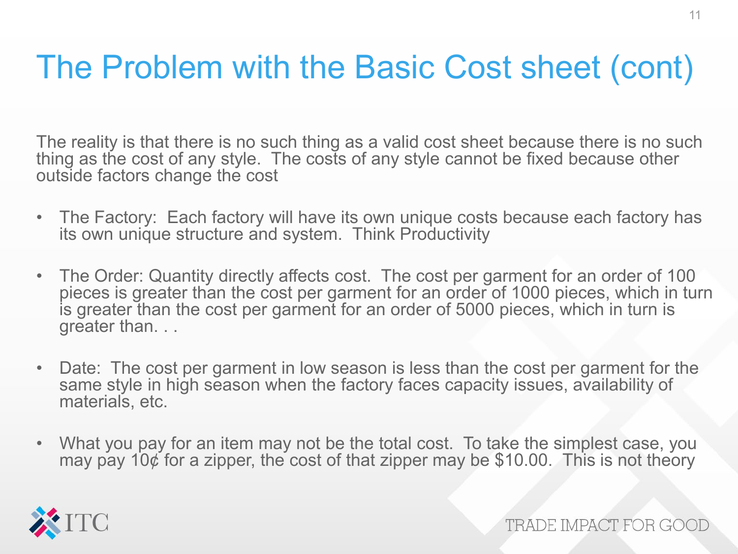# The Problem with the Basic Cost sheet (cont)

The reality is that there is no such thing as a valid cost sheet because there is no such thing as the cost of any style. The costs of any style cannot be fixed because other outside factors change the cost

- The Factory: Each factory will have its own unique costs because each factory has its own unique structure and system. Think Productivity
- The Order: Quantity directly affects cost. The cost per garment for an order of 100 pieces is greater than the cost per garment for an order of 1000 pieces, which in turn is greater than the cost per garment for an order of 5000 pieces, which in turn is greater than. . .
- Date: The cost per garment in low season is less than the cost per garment for the same style in high season when the factory faces capacity issues, availability of materials, etc.
- What you pay for an item may not be the total cost. To take the simplest case, you may pay 10¢ for a zipper, the cost of that zipper may be $10.00. This is not theory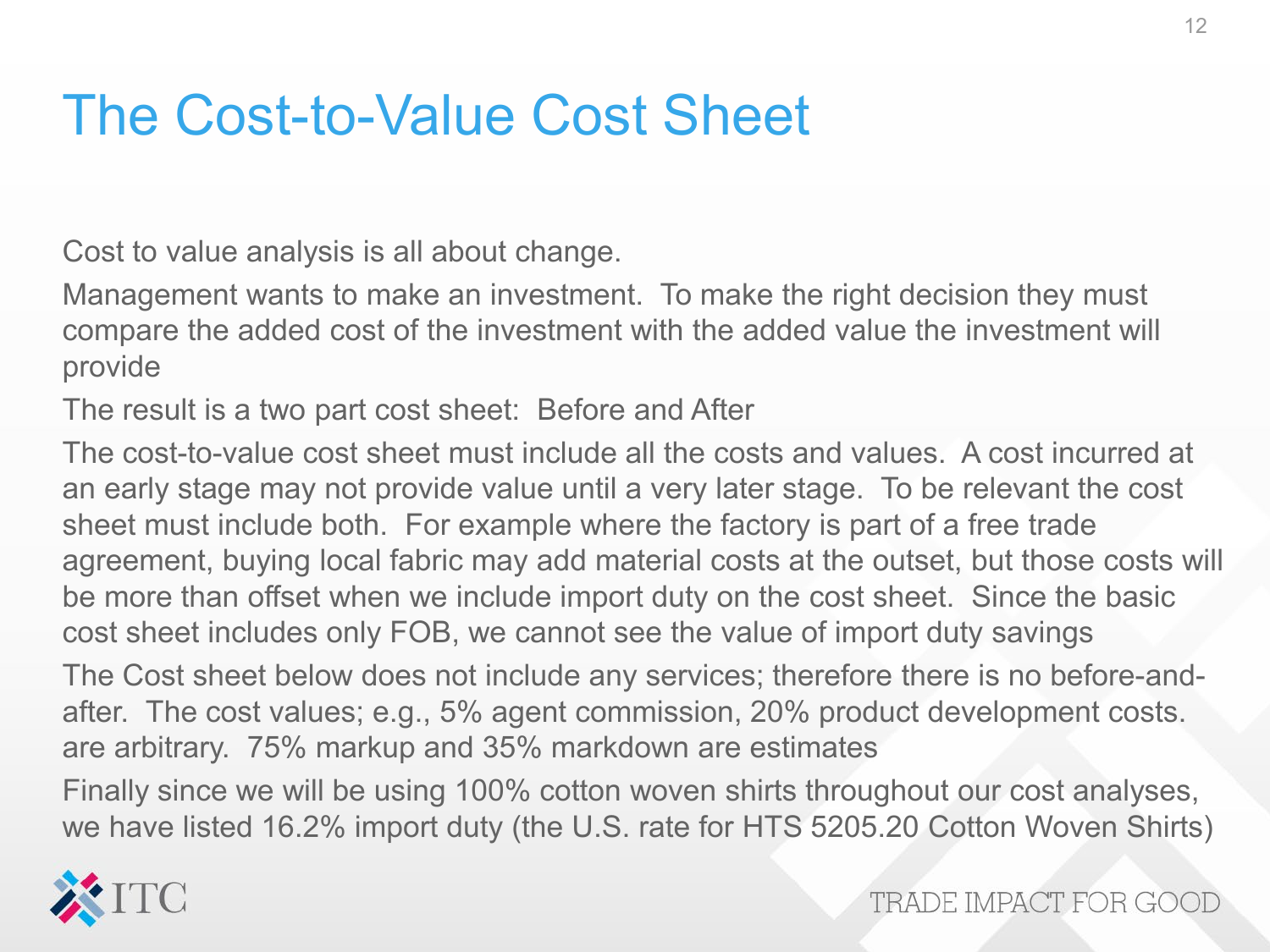# The Cost-to-Value Cost Sheet

Cost to value analysis is all about change.

Management wants to make an investment. To make the right decision they must compare the added cost of the investment with the added value the investment will provide

The result is a two part cost sheet: Before and After

The cost-to-value cost sheet must include all the costs and values. A cost incurred at an early stage may not provide value until a very later stage. To be relevant the cost sheet must include both. For example where the factory is part of a free trade agreement, buying local fabric may add material costs at the outset, but those costs will be more than offset when we include import duty on the cost sheet. Since the basic cost sheet includes only FOB, we cannot see the value of import duty savings

The Cost sheet below does not include any services; therefore there is no before-and-after. The cost values; e.g., 5% agent commission, 20% product development costs. are arbitrary. 75% markup and 35% markdown are estimates

Finally since we will be using 100% cotton woven shirts throughout our cost analyses, we have listed 16.2% import duty (the U.S. rate for HTS 5205.20 Cotton Woven Shirts)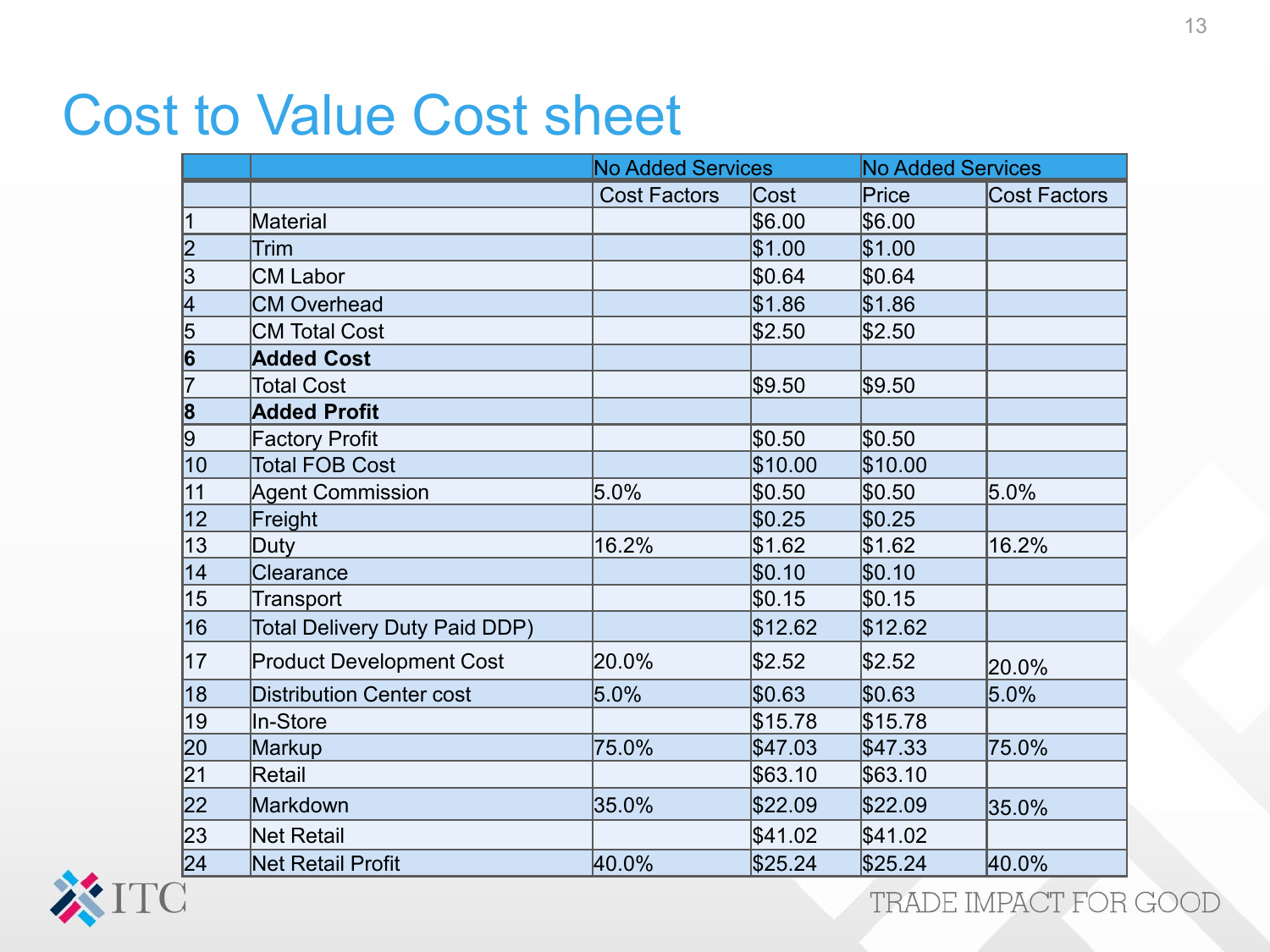# Cost to Value Cost sheet

| | | No Added Services | | No Added Services | |
|---|---|---|---|---|---|
| | | Cost Factors | Cost | Price | Cost Factors |
| 1 | Material | | $6.00 | $6.00 | |
| 2 | Trim | | $1.00 | $1.00 | |
| 3 | CM Labor | | $0.64 | $0.64 | |
| 4 | CM Overhead | | $1.86 | $1.86 | |
| 5 | CM Total Cost | | $2.50 | $2.50 | |
| **6** | **Added Cost** | | | | |
| 7 | Total Cost | | $9.50 | $9.50 | |
| **8** | **Added Profit** | | | | |
| 9 | Factory Profit | | $0.50 | $0.50 | |
| 10 | Total FOB Cost | | $10.00 | $10.00 | |
| 11 | Agent Commission | 5.0% | $0.50 | $0.50 | 5.0% |
| 12 | Freight | | $0.25 | $0.25 | |
| 13 | Duty | 16.2% | $1.62 | $1.62 | 16.2% |
| 14 | Clearance | | $0.10 | $0.10 | |
| 15 | Transport | | $0.15 | $0.15 | |
| 16 | Total Delivery Duty Paid DDP) | | $12.62 | $12.62 | |
| 17 | Product Development Cost | 20.0% | $2.52 | $2.52 | 20.0% |
| 18 | Distribution Center cost | 5.0% | $0.63 | $0.63 | 5.0% |
| 19 | In-Store | | $15.78 | $15.78 | |
| 20 | Markup | 75.0% | $47.03 | $47.33 | 75.0% |
| 21 | Retail | | $63.10 | $63.10 | |
| 22 | Markdown | 35.0% | $22.09 | $22.09 | 35.0% |
| 23 | Net Retail | | $41.02 | $41.02 | |
| 24 | Net Retail Profit | 40.0% | $25.24 | $25.24 | 40.0% |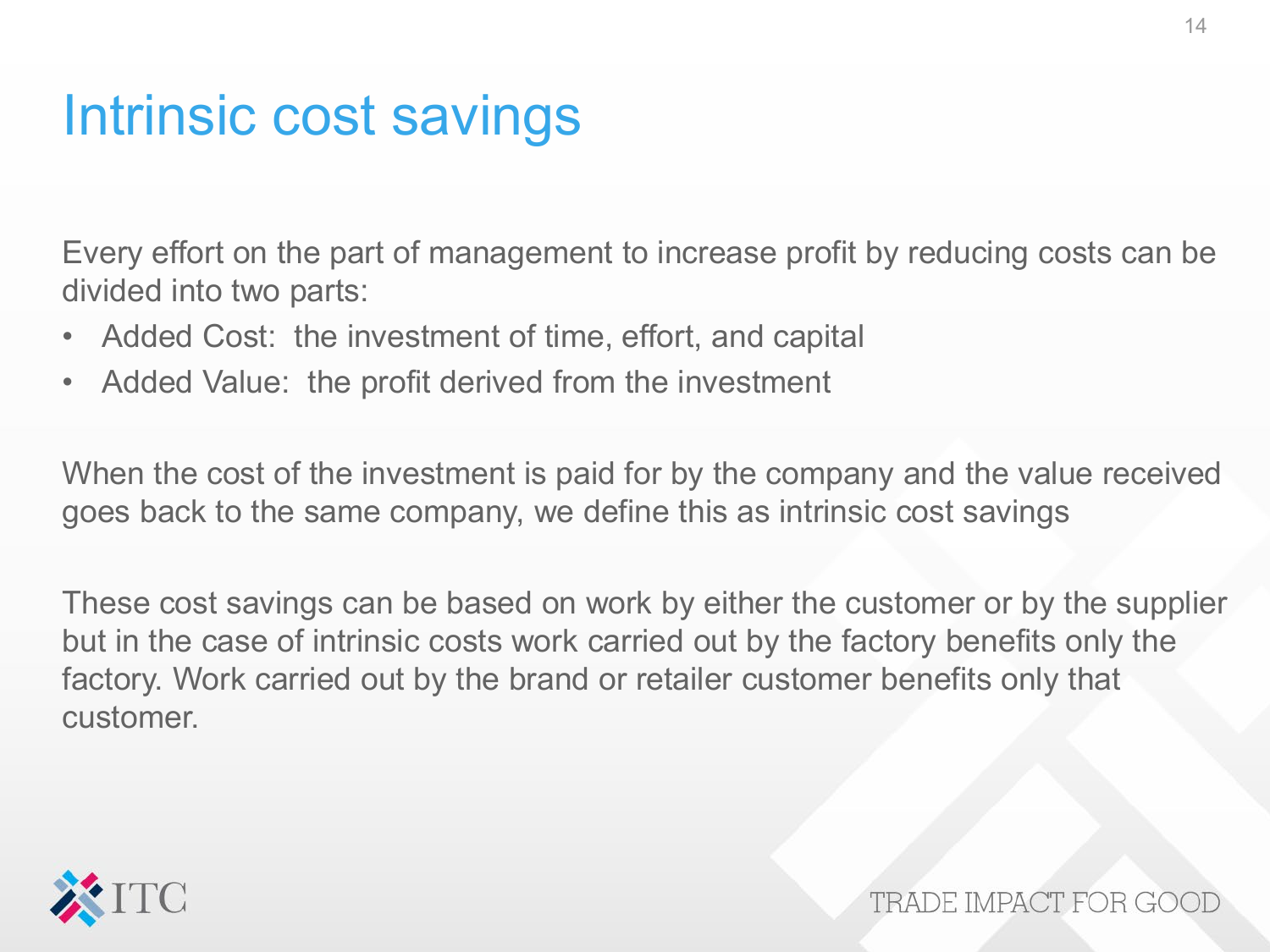# Intrinsic cost savings

Every effort on the part of management to increase profit by reducing costs can be divided into two parts:

- Added Cost: the investment of time, effort, and capital
- Added Value: the profit derived from the investment

When the cost of the investment is paid for by the company and the value received goes back to the same company, we define this as intrinsic cost savings

These cost savings can be based on work by either the customer or by the supplier but in the case of intrinsic costs work carried out by the factory benefits only the factory. Work carried out by the brand or retailer customer benefits only that customer.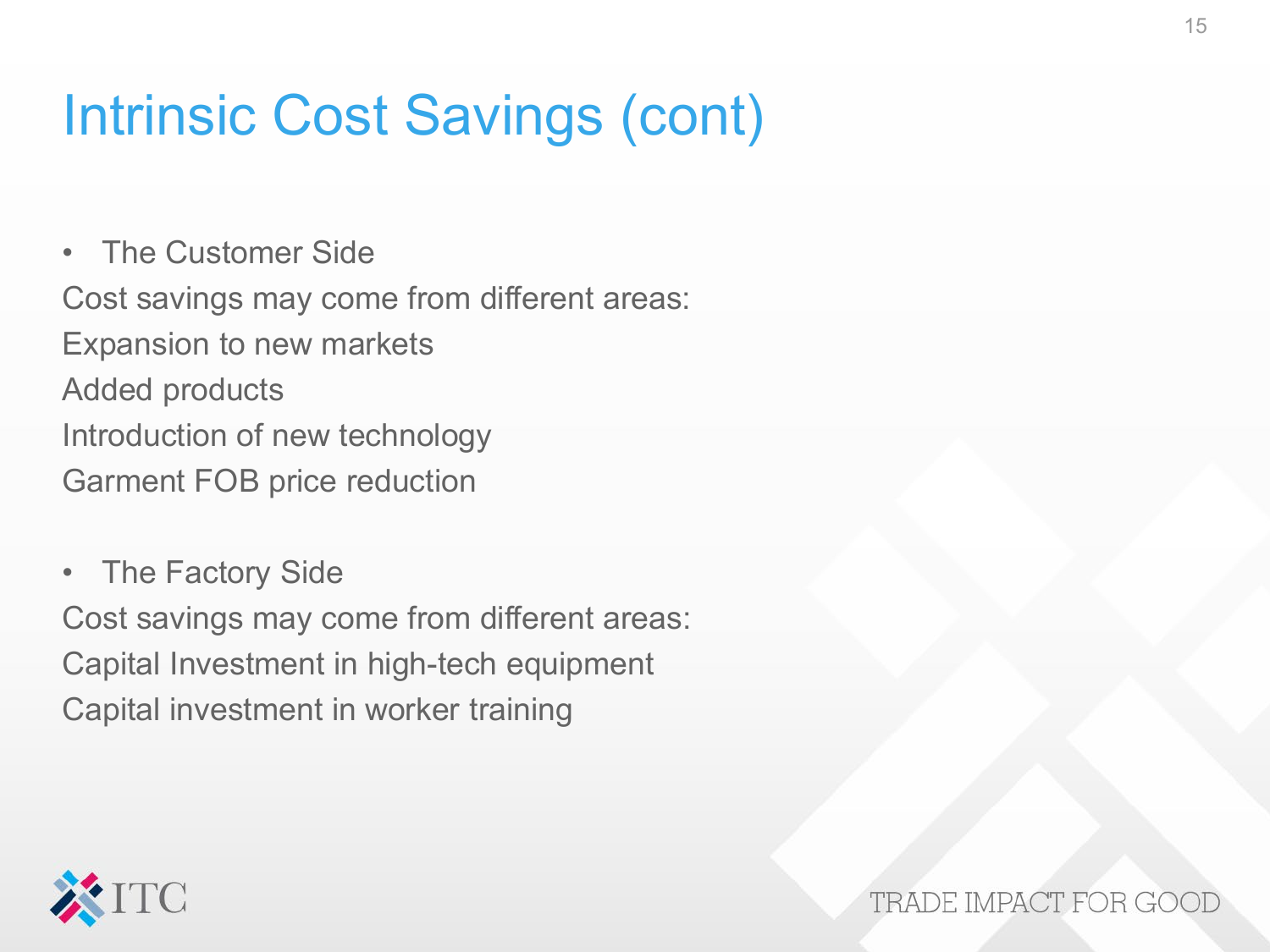# Intrinsic Cost Savings (cont)

- The Customer Side

Cost savings may come from different areas:

Expansion to new markets

Added products

Introduction of new technology

Garment FOB price reduction

- The Factory Side

Cost savings may come from different areas:

Capital Investment in high-tech equipment

Capital investment in worker training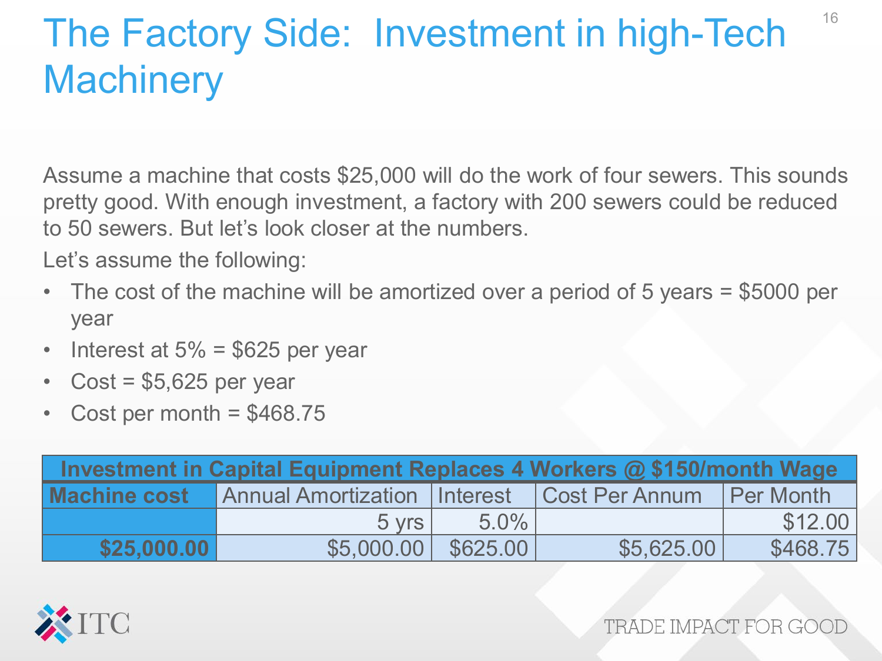# The Factory Side: Investment in high-Tech Machinery

Assume a machine that costs $25,000 will do the work of four sewers. This sounds pretty good. With enough investment, a factory with 200 sewers could be reduced to 50 sewers. But let's look closer at the numbers.

Let's assume the following:

- The cost of the machine will be amortized over a period of 5 years = $5000 per year
- Interest at 5% = $625 per year
- Cost = $5,625 per year
- Cost per month = $468.75

| Investment in Capital Equipment Replaces 4 Workers @ $150/month Wage | | | | |
|---|---|---|---|---|
| **Machine cost** | Annual Amortization | Interest | Cost Per Annum | Per Month |
| | 5 yrs | 5.0% | | $12.00 |
| **$25,000.00** | $5,000.00 | $625.00 | $5,625.00 | $468.75 |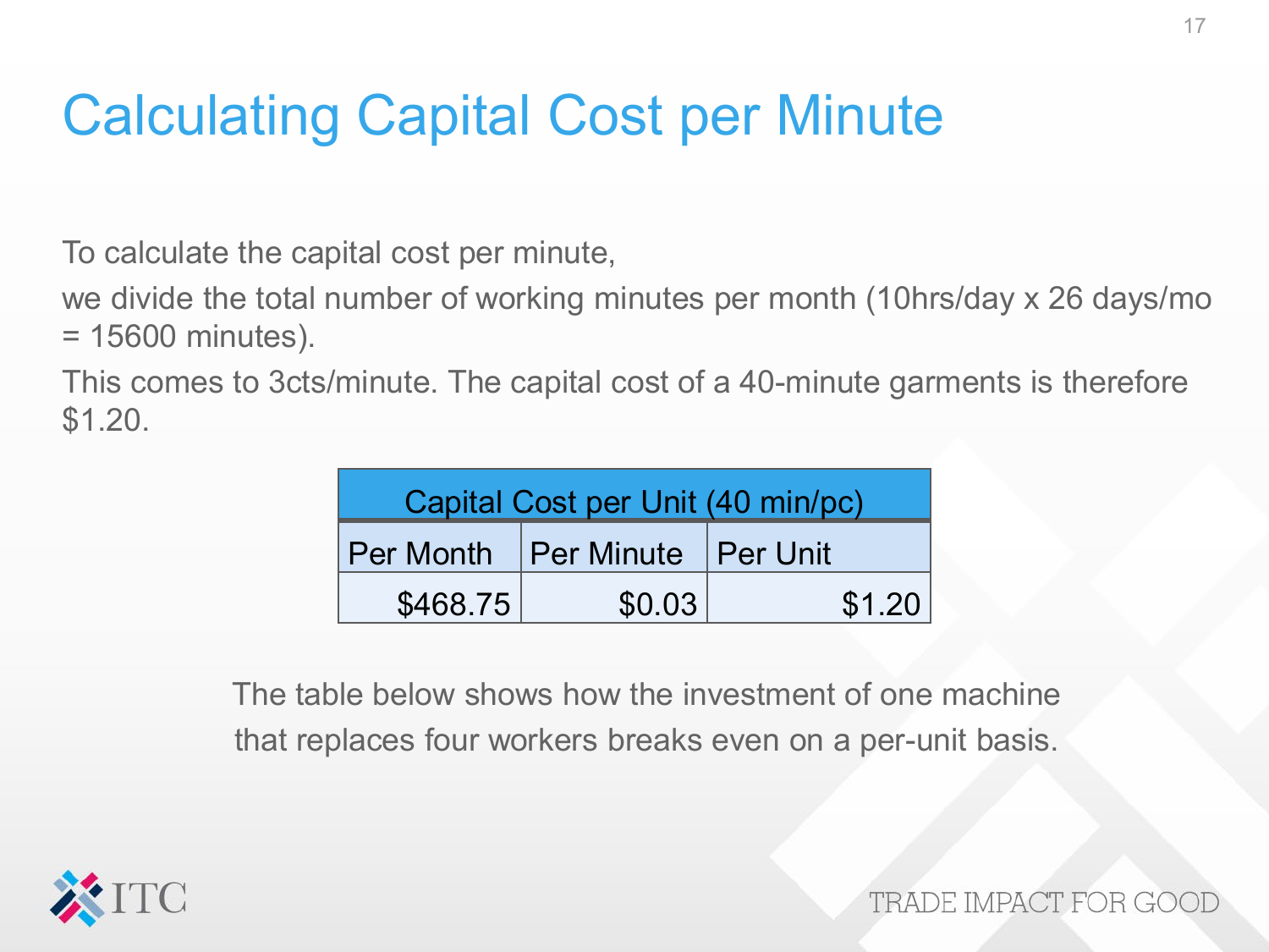# Calculating Capital Cost per Minute

To calculate the capital cost per minute,

we divide the total number of working minutes per month (10hrs/day x 26 days/mo = 15600 minutes).

This comes to 3cts/minute. The capital cost of a 40-minute garments is therefore $1.20.

| Capital Cost per Unit (40 min/pc) | | |
|---|---|---|
| Per Month | Per Minute | Per Unit |
| $468.75 | $0.03 | $1.20 |

The table below shows how the investment of one machine that replaces four workers breaks even on a per-unit basis.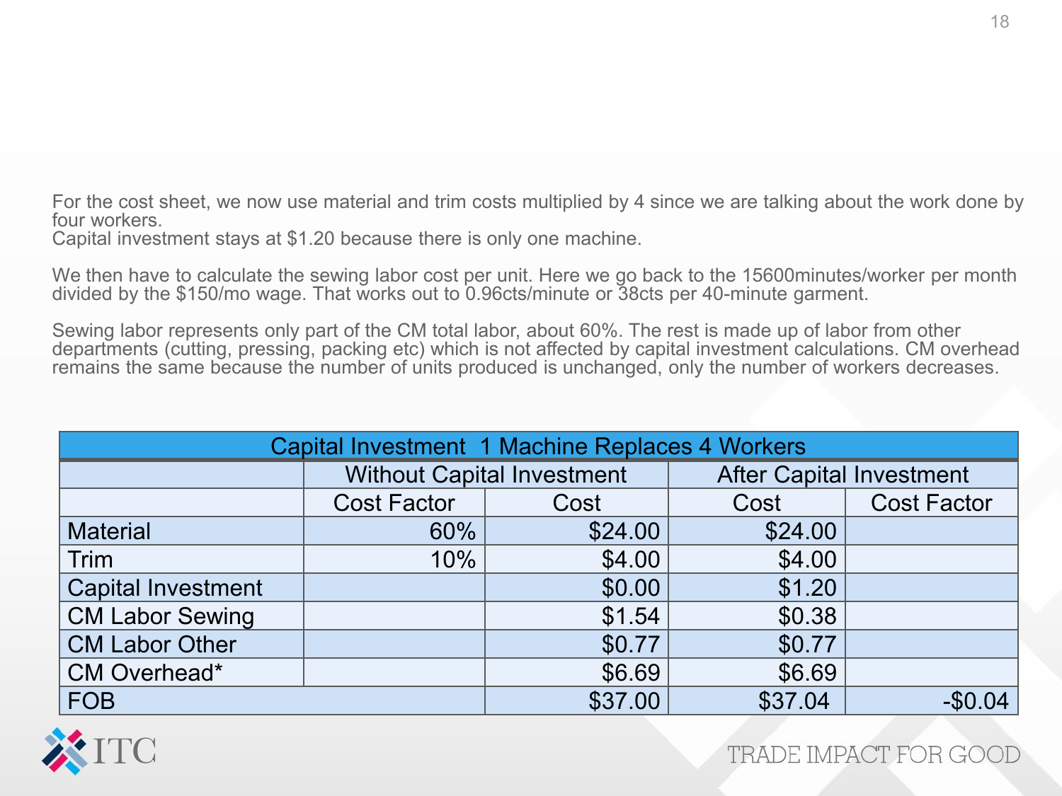For the cost sheet, we now use material and trim costs multiplied by 4 since we are talking about the work done by four workers.
Capital investment stays at $1.20 because there is only one machine.

We then have to calculate the sewing labor cost per unit. Here we go back to the 15600minutes/worker per month divided by the $150/mo wage. That works out to 0.96cts/minute or 38cts per 40-minute garment.

Sewing labor represents only part of the CM total labor, about 60%. The rest is made up of labor from other departments (cutting, pressing, packing etc) which is not affected by capital investment calculations. CM overhead remains the same because the number of units produced is unchanged, only the number of workers decreases.

| Capital Investment 1 Machine Replaces 4 Workers | | | | |
|---|---|---|---|---|
| | Without Capital Investment | | After Capital Investment | |
| | Cost Factor | Cost | Cost | Cost Factor |
| Material | 60% | $24.00 | $24.00 | |
| Trim | 10% | $4.00 | $4.00 | |
| Capital Investment | | $0.00 | $1.20 | |
| CM Labor Sewing | | $1.54 | $0.38 | |
| CM Labor Other | | $0.77 | $0.77 | |
| CM Overhead* | | $6.69 | $6.69 | |
| FOB | | $37.00 | $37.04 | -$0.04 |

ITC

TRADE IMPACT FOR GOOD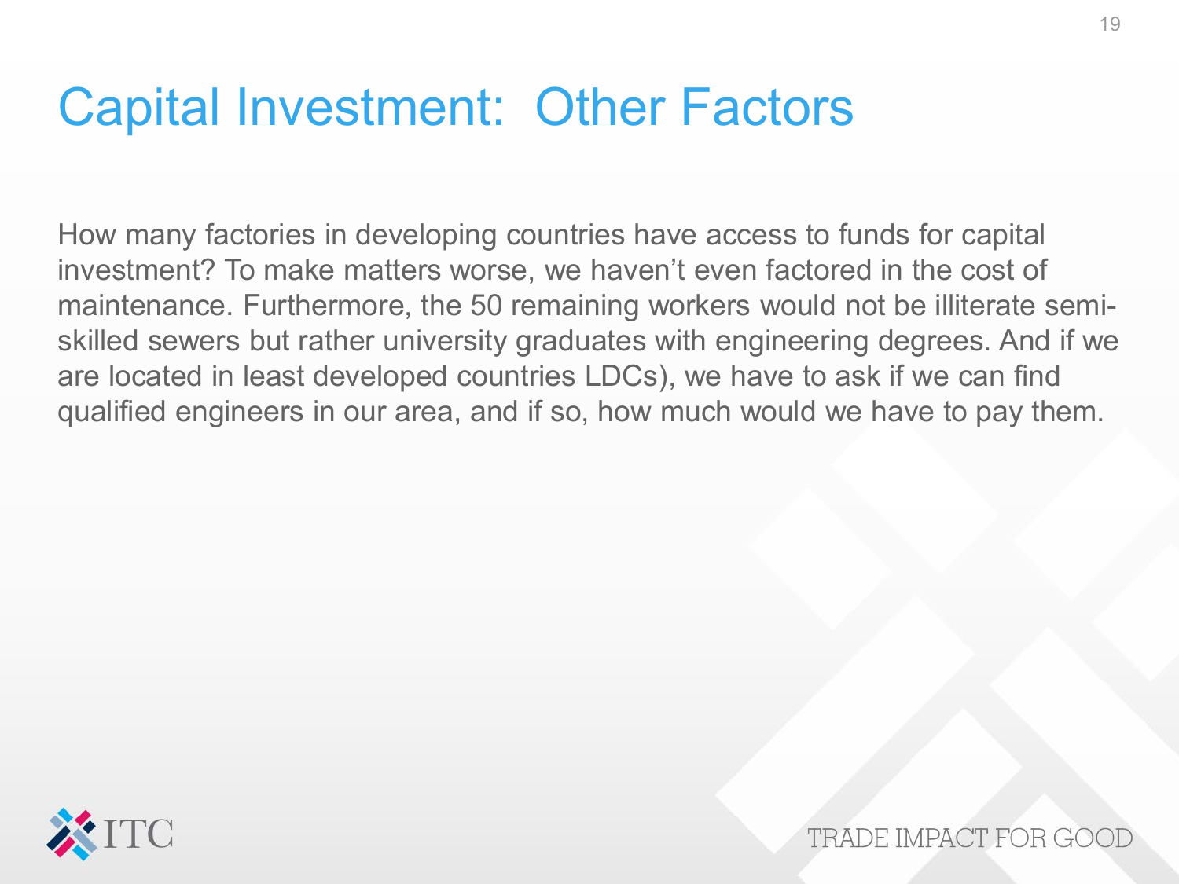# Capital Investment: Other Factors

How many factories in developing countries have access to funds for capital investment? To make matters worse, we haven't even factored in the cost of maintenance. Furthermore, the 50 remaining workers would not be illiterate semi-skilled sewers but rather university graduates with engineering degrees. And if we are located in least developed countries LDCs), we have to ask if we can find qualified engineers in our area, and if so, how much would we have to pay them.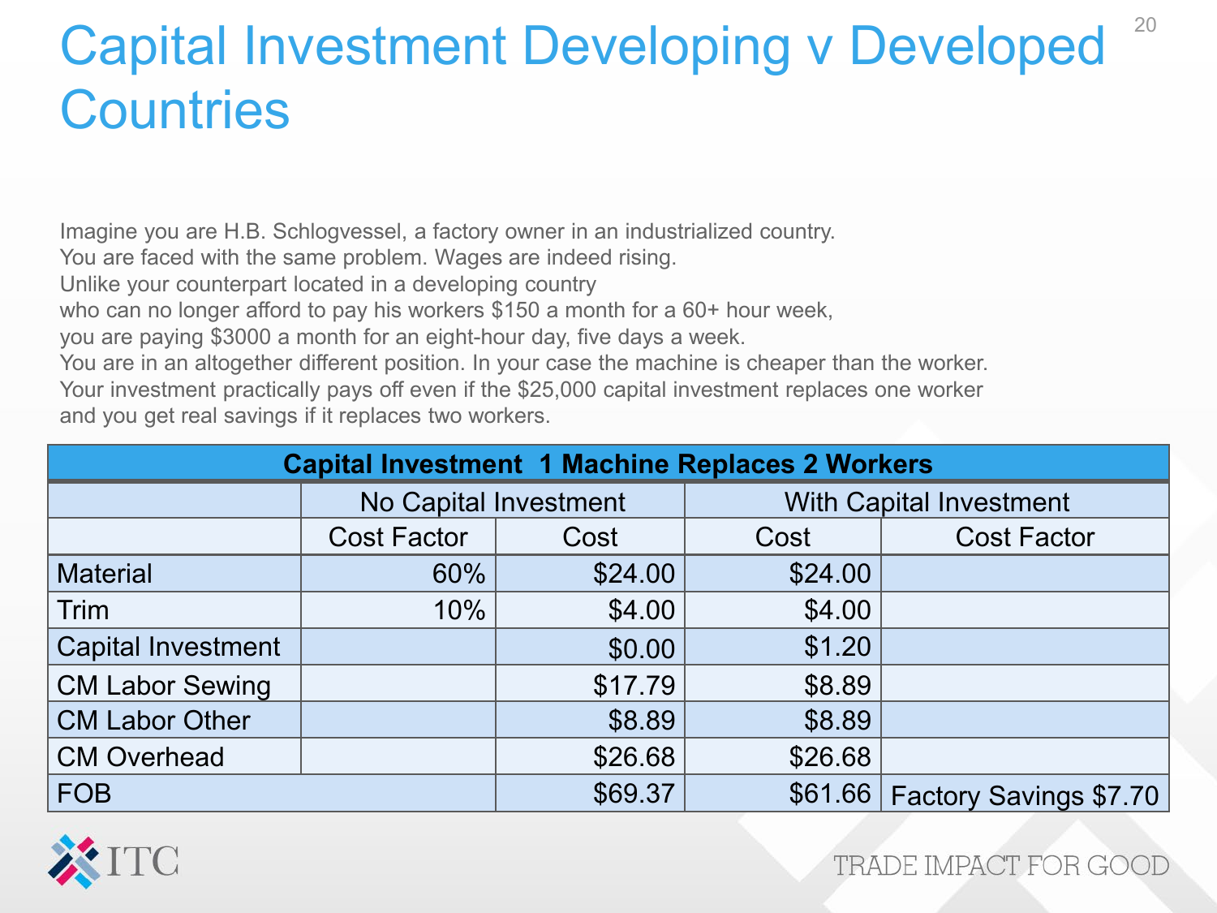# Capital Investment Developing v Developed Countries

Imagine you are H.B. Schlogvessel, a factory owner in an industrialized country.
You are faced with the same problem. Wages are indeed rising.
Unlike your counterpart located in a developing country
who can no longer afford to pay his workers $150 a month for a 60+ hour week,
you are paying $3000 a month for an eight-hour day, five days a week.
You are in an altogether different position. In your case the machine is cheaper than the worker.
Your investment practically pays off even if the $25,000 capital investment replaces one worker
and you get real savings if it replaces two workers.

| Capital Investment 1 Machine Replaces 2 Workers | | | | |
|---|---|---|---|---|
| | No Capital Investment | | With Capital Investment | |
| | Cost Factor | Cost | Cost | Cost Factor |
| Material | 60% | $24.00 | $24.00 | |
| Trim | 10% | $4.00 | $4.00 | |
| Capital Investment | | $0.00 | $1.20 | |
| CM Labor Sewing | | $17.79 | $8.89 | |
| CM Labor Other | | $8.89 | $8.89 | |
| CM Overhead | | $26.68 | $26.68 | |
| FOB | | $69.37 | $61.66 | Factory Savings $7.70 |

ITC

TRADE IMPACT FOR GOOD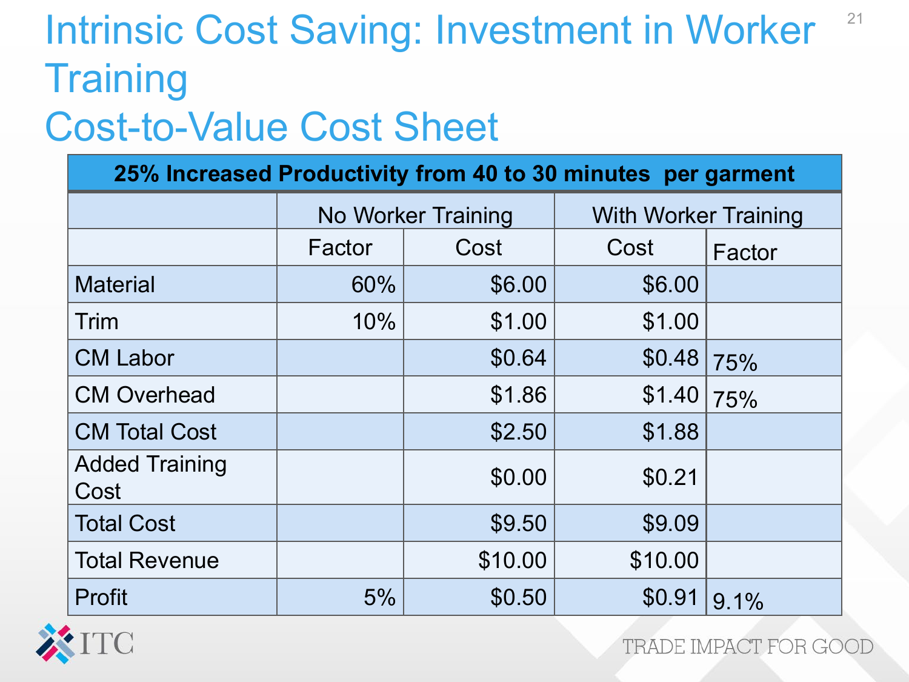# Intrinsic Cost Saving: Investment in Worker Training

## Cost-to-Value Cost Sheet

| 25% Increased Productivity from 40 to 30 minutes per garment | | | | |
|---|---|---|---|---|
| | No Worker Training | | With Worker Training | |
| | Factor | Cost | Cost | Factor |
| Material | 60% | $6.00 | $6.00 | |
| Trim | 10% | $1.00 | $1.00 | |
| CM Labor | | $0.64 | $0.48 | 75% |
| CM Overhead | | $1.86 | $1.40 | 75% |
| CM Total Cost | | $2.50 | $1.88 | |
| Added Training Cost | | $0.00 | $0.21 | |
| Total Cost | | $9.50 | $9.09 | |
| Total Revenue | | $10.00 | $10.00 | |
| Profit | 5% | $0.50 | $0.91 | 9.1% |

ITC

TRADE IMPACT FOR GOOD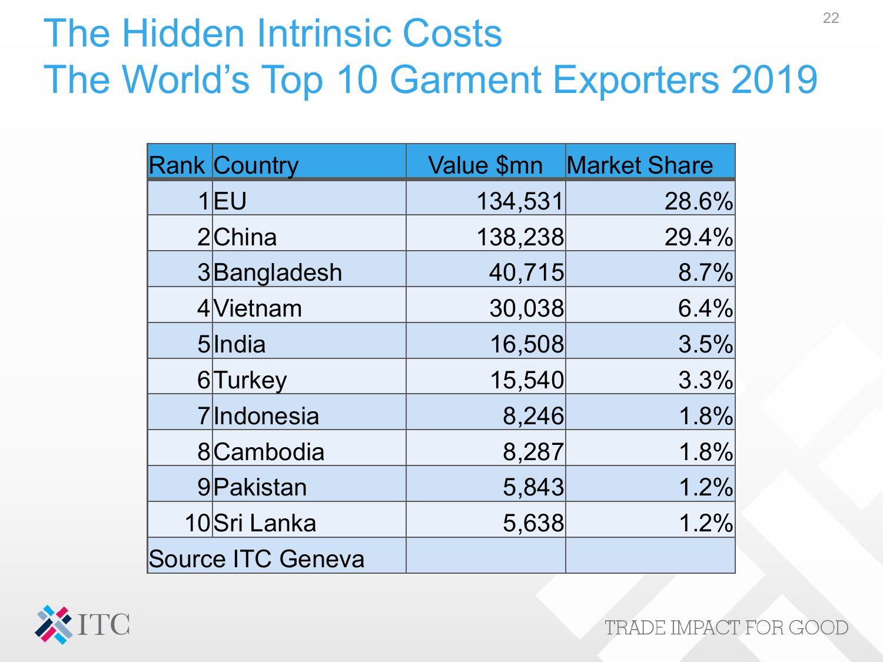# The Hidden Intrinsic Costs
# The World's Top 10 Garment Exporters 2019

| Rank | Country | Value $mn | Market Share |
|---|---|---|---|
| 1 | EU | 134,531 | 28.6% |
| 2 | China | 138,238 | 29.4% |
| 3 | Bangladesh | 40,715 | 8.7% |
| 4 | Vietnam | 30,038 | 6.4% |
| 5 | India | 16,508 | 3.5% |
| 6 | Turkey | 15,540 | 3.3% |
| 7 | Indonesia | 8,246 | 1.8% |
| 8 | Cambodia | 8,287 | 1.8% |
| 9 | Pakistan | 5,843 | 1.2% |
| 10 | Sri Lanka | 5,638 | 1.2% |
| Source ITC Geneva | | | |

ITC

TRADE IMPACT FOR GOOD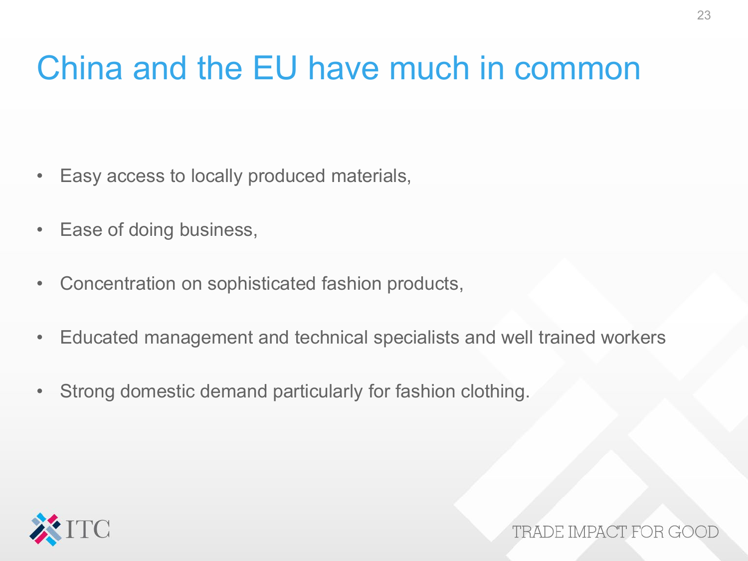# China and the EU have much in common

- Easy access to locally produced materials,
- Ease of doing business,
- Concentration on sophisticated fashion products,
- Educated management and technical specialists and well trained workers
- Strong domestic demand particularly for fashion clothing.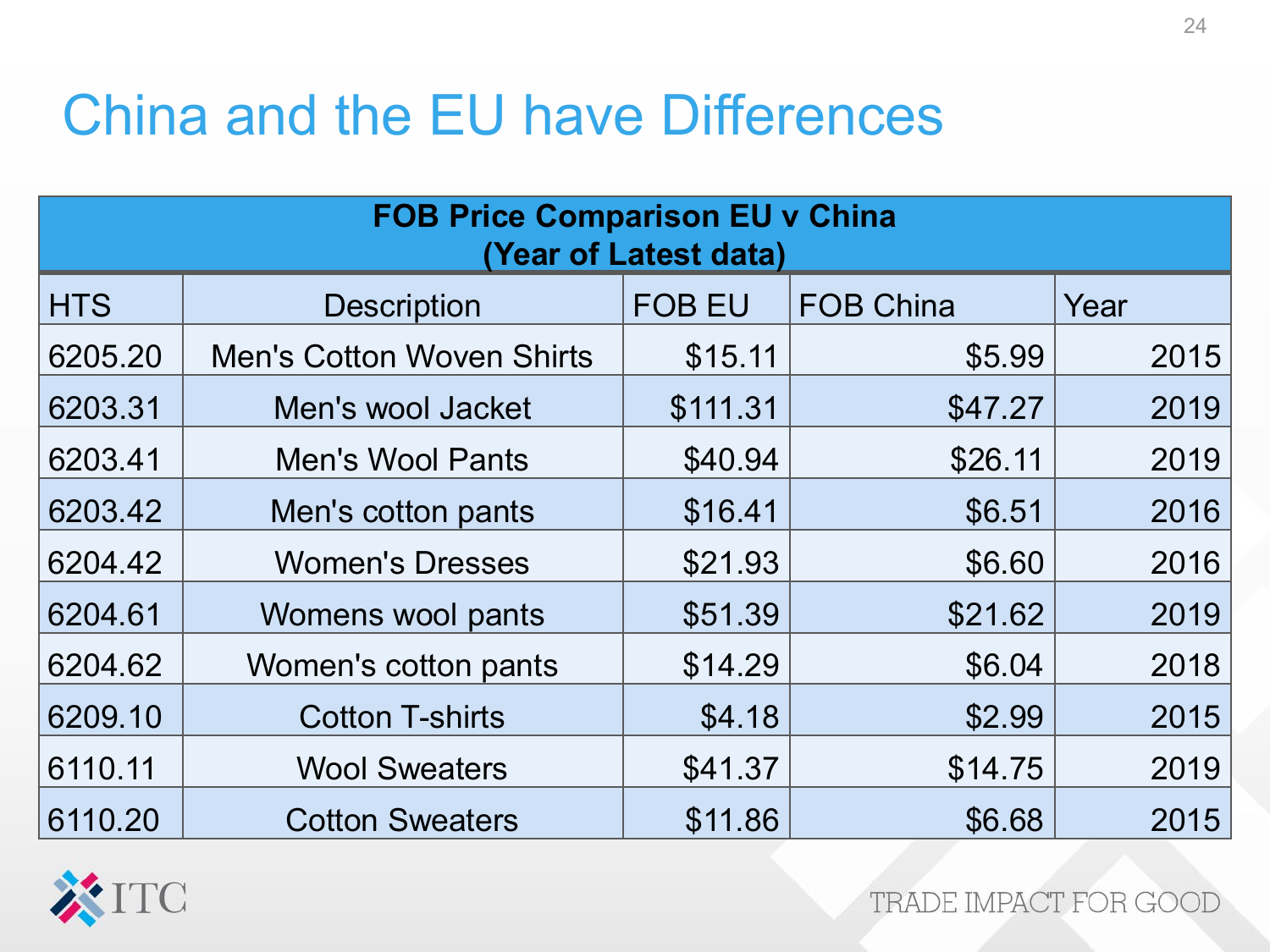# China and the EU have Differences

| FOB Price Comparison EU v China (Year of Latest data) | | | | |
|---|---|---|---|---|
| HTS | Description | FOB EU | FOB China | Year |
| 6205.20 | Men's Cotton Woven Shirts | $15.11 | $5.99 | 2015 |
| 6203.31 | Men's wool Jacket | $111.31 | $47.27 | 2019 |
| 6203.41 | Men's Wool Pants | $40.94 | $26.11 | 2019 |
| 6203.42 | Men's cotton pants | $16.41 | $6.51 | 2016 |
| 6204.42 | Women's Dresses | $21.93 | $6.60 | 2016 |
| 6204.61 | Womens wool pants | $51.39 | $21.62 | 2019 |
| 6204.62 | Women's cotton pants | $14.29 | $6.04 | 2018 |
| 6209.10 | Cotton T-shirts | $4.18 | $2.99 | 2015 |
| 6110.11 | Wool Sweaters | $41.37 | $14.75 | 2019 |
| 6110.20 | Cotton Sweaters | $11.86 | $6.68 | 2015 |

ITC

TRADE IMPACT FOR GOOD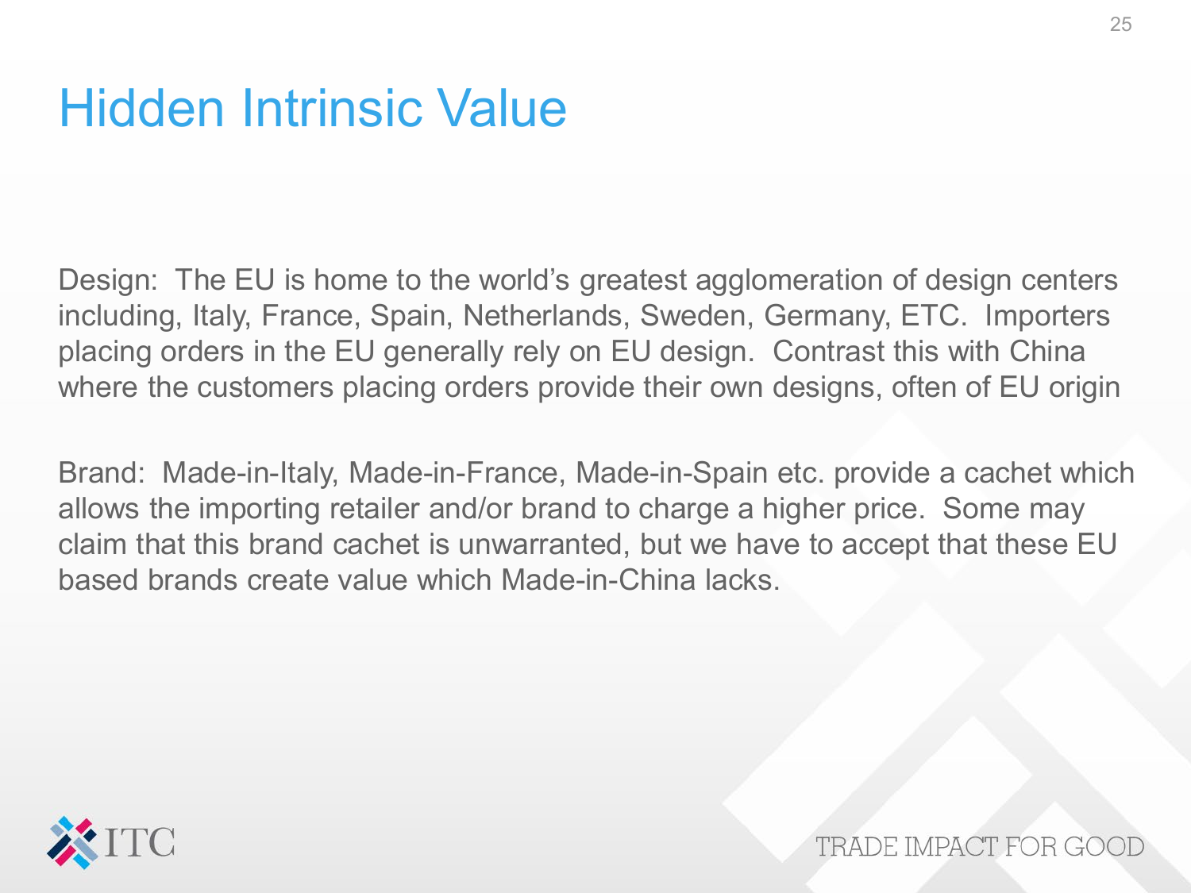# Hidden Intrinsic Value

Design: The EU is home to the world's greatest agglomeration of design centers including, Italy, France, Spain, Netherlands, Sweden, Germany, ETC. Importers placing orders in the EU generally rely on EU design. Contrast this with China where the customers placing orders provide their own designs, often of EU origin

Brand: Made-in-Italy, Made-in-France, Made-in-Spain etc. provide a cachet which allows the importing retailer and/or brand to charge a higher price. Some may claim that this brand cachet is unwarranted, but we have to accept that these EU based brands create value which Made-in-China lacks.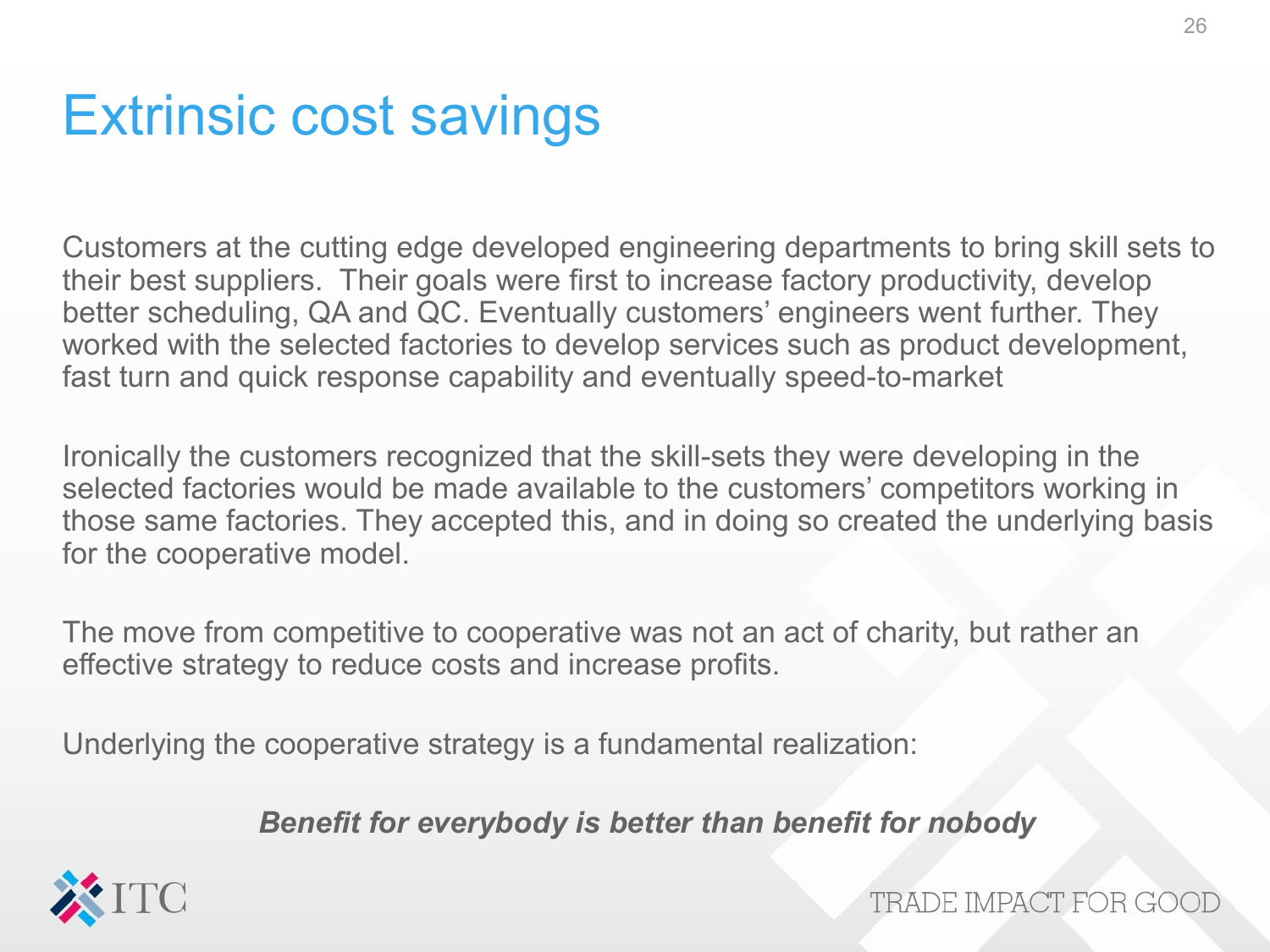# Extrinsic cost savings

Customers at the cutting edge developed engineering departments to bring skill sets to their best suppliers. Their goals were first to increase factory productivity, develop better scheduling, QA and QC. Eventually customers' engineers went further. They worked with the selected factories to develop services such as product development, fast turn and quick response capability and eventually speed-to-market

Ironically the customers recognized that the skill-sets they were developing in the selected factories would be made available to the customers' competitors working in those same factories. They accepted this, and in doing so created the underlying basis for the cooperative model.

The move from competitive to cooperative was not an act of charity, but rather an effective strategy to reduce costs and increase profits.

Underlying the cooperative strategy is a fundamental realization:

***Benefit for everybody is better than benefit for nobody***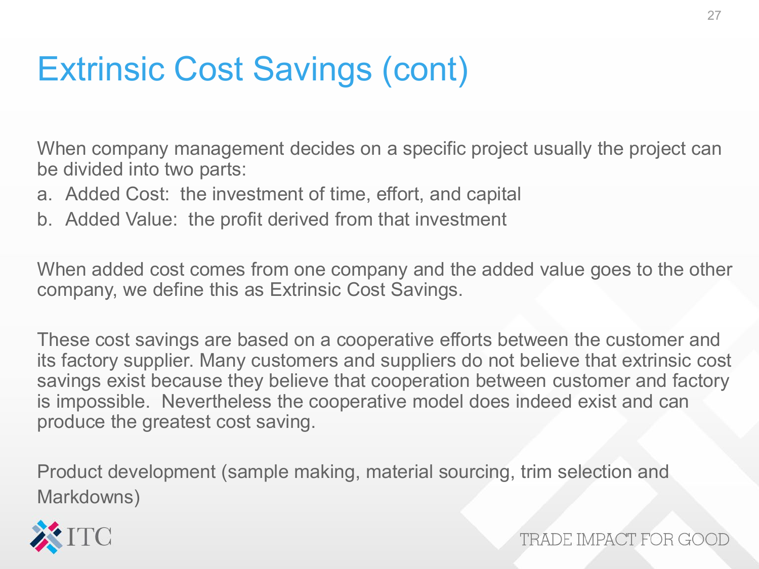# Extrinsic Cost Savings (cont)

When company management decides on a specific project usually the project can be divided into two parts:

a. Added Cost: the investment of time, effort, and capital
b. Added Value: the profit derived from that investment

When added cost comes from one company and the added value goes to the other company, we define this as Extrinsic Cost Savings.

These cost savings are based on a cooperative efforts between the customer and its factory supplier. Many customers and suppliers do not believe that extrinsic cost savings exist because they believe that cooperation between customer and factory is impossible. Nevertheless the cooperative model does indeed exist and can produce the greatest cost saving.

Product development (sample making, material sourcing, trim selection and Markdowns)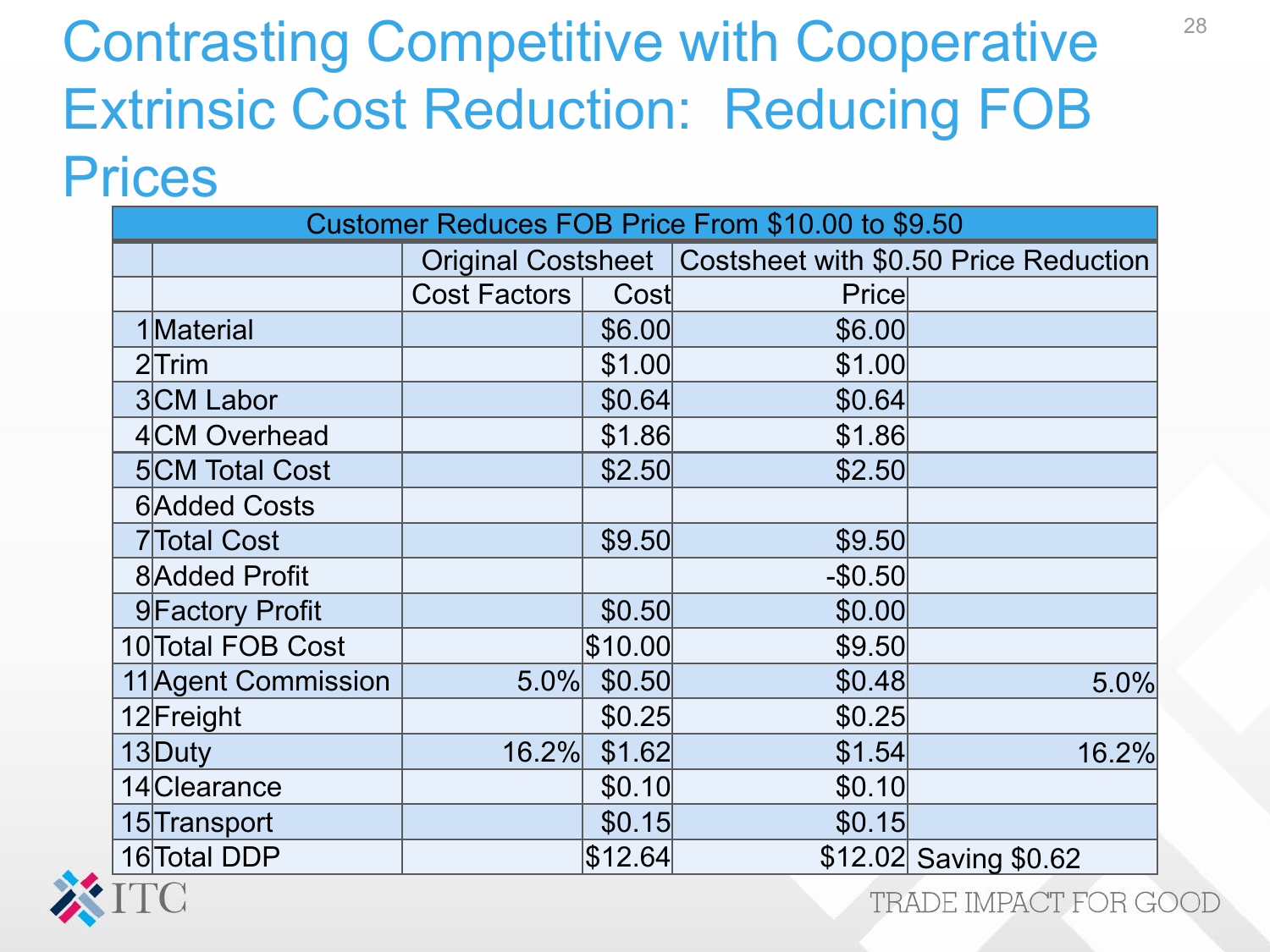# Contrasting Competitive with Cooperative Extrinsic Cost Reduction: Reducing FOB Prices

| Customer Reduces FOB Price From $10.00 to $9.50 | | | | | |
|---|---|---|---|---|---|
| | | Original Costsheet | | Costsheet with $0.50 Price Reduction | |
| | | Cost Factors | Cost | Price | |
| 1 | Material | | $6.00 | $6.00 | |
| 2 | Trim | | $1.00 | $1.00 | |
| 3 | CM Labor | | $0.64 | $0.64 | |
| 4 | CM Overhead | | $1.86 | $1.86 | |
| 5 | CM Total Cost | | $2.50 | $2.50 | |
| 6 | Added Costs | | | | |
| 7 | Total Cost | | $9.50 | $9.50 | |
| 8 | Added Profit | | | -$0.50 | |
| 9 | Factory Profit | | $0.50 | $0.00 | |
| 10 | Total FOB Cost | | $10.00 | $9.50 | |
| 11 | Agent Commission | 5.0% | $0.50 | $0.48 | 5.0% |
| 12 | Freight | | $0.25 | $0.25 | |
| 13 | Duty | 16.2% | $1.62 | $1.54 | 16.2% |
| 14 | Clearance | | $0.10 | $0.10 | |
| 15 | Transport | | $0.15 | $0.15 | |
| 16 | Total DDP | | $12.64 | $12.02 | Saving $0.62 |

ITC

TRADE IMPACT FOR GOOD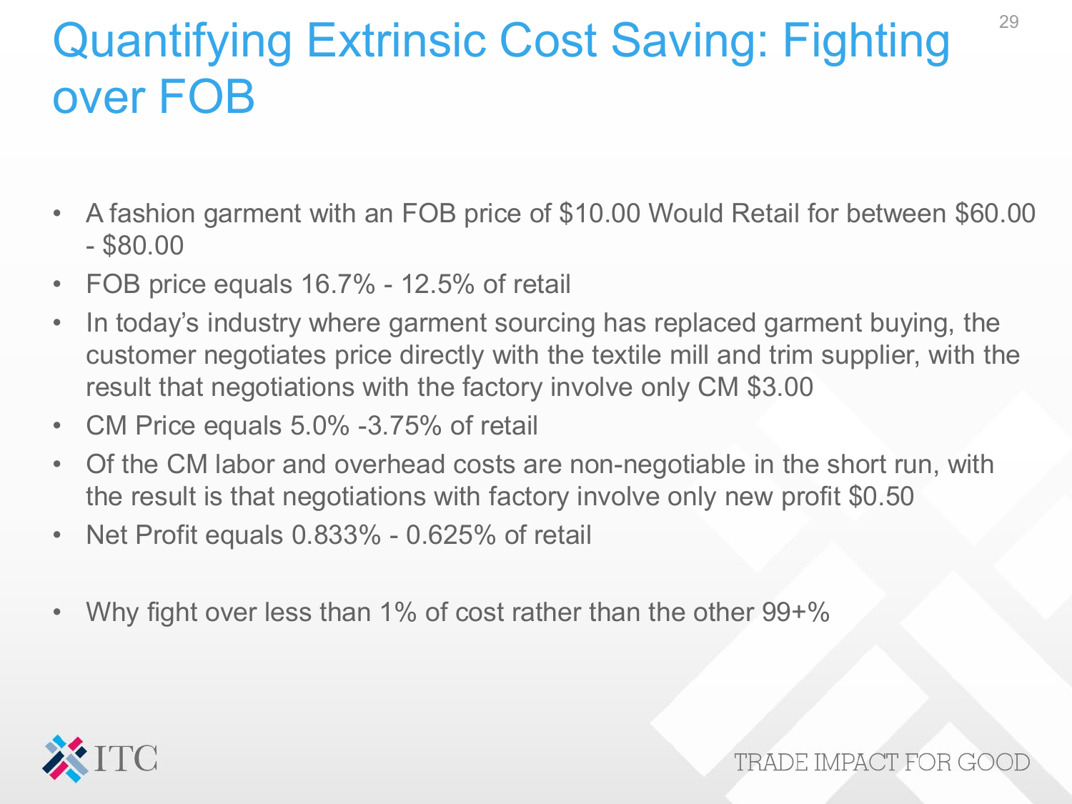# Quantifying Extrinsic Cost Saving: Fighting over FOB

- A fashion garment with an FOB price of $10.00 Would Retail for between $60.00 - $80.00
- FOB price equals 16.7% - 12.5% of retail
- In today's industry where garment sourcing has replaced garment buying, the customer negotiates price directly with the textile mill and trim supplier, with the result that negotiations with the factory involve only CM $3.00
- CM Price equals 5.0% -3.75% of retail
- Of the CM labor and overhead costs are non-negotiable in the short run, with the result is that negotiations with factory involve only new profit $0.50
- Net Profit equals 0.833% - 0.625% of retail

- Why fight over less than 1% of cost rather than the other 99+%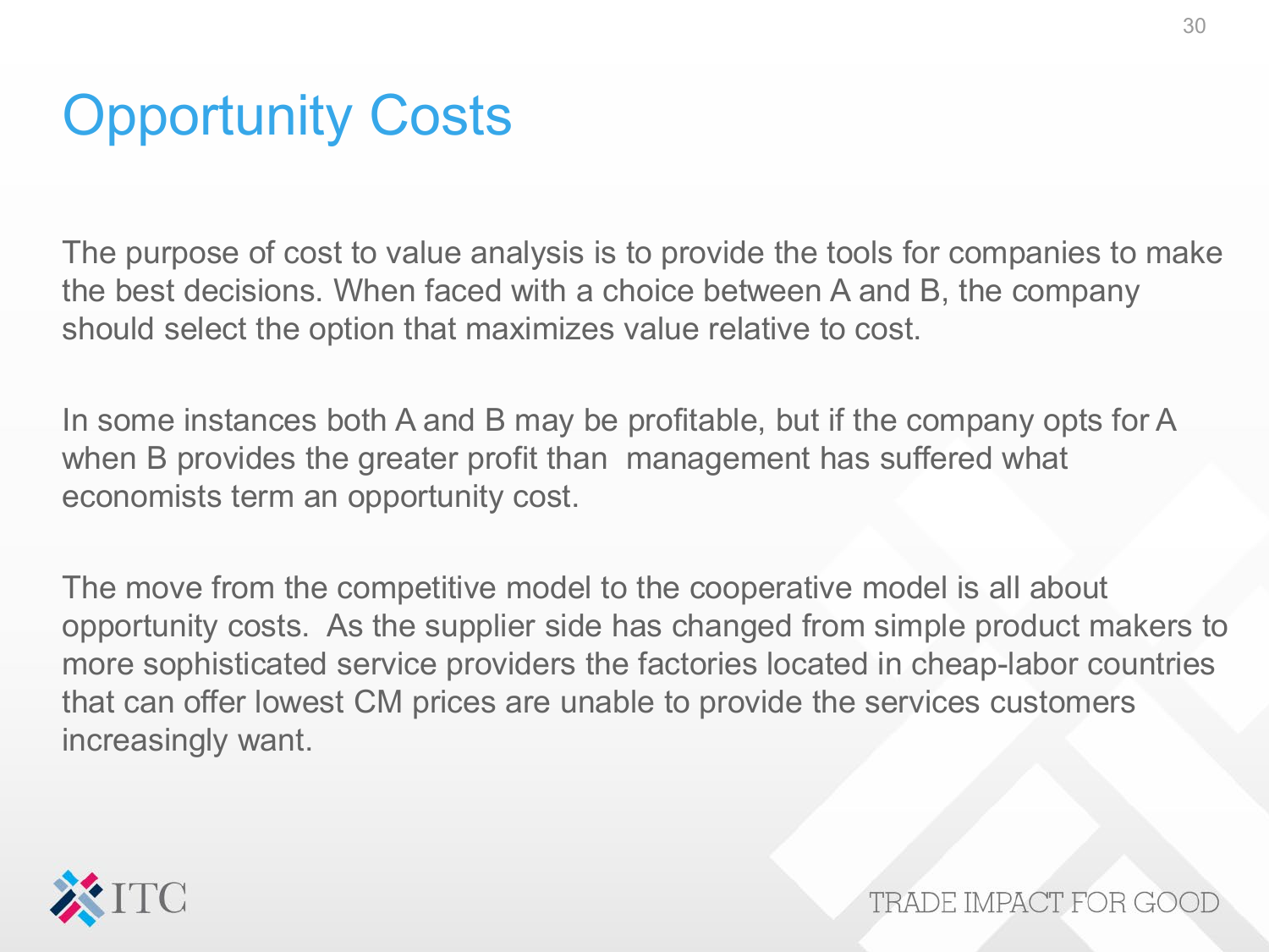# Opportunity Costs

The purpose of cost to value analysis is to provide the tools for companies to make the best decisions. When faced with a choice between A and B, the company should select the option that maximizes value relative to cost.

In some instances both A and B may be profitable, but if the company opts for A when B provides the greater profit than  management has suffered what economists term an opportunity cost.

The move from the competitive model to the cooperative model is all about opportunity costs.  As the supplier side has changed from simple product makers to more sophisticated service providers the factories located in cheap-labor countries that can offer lowest CM prices are unable to provide the services customers increasingly want.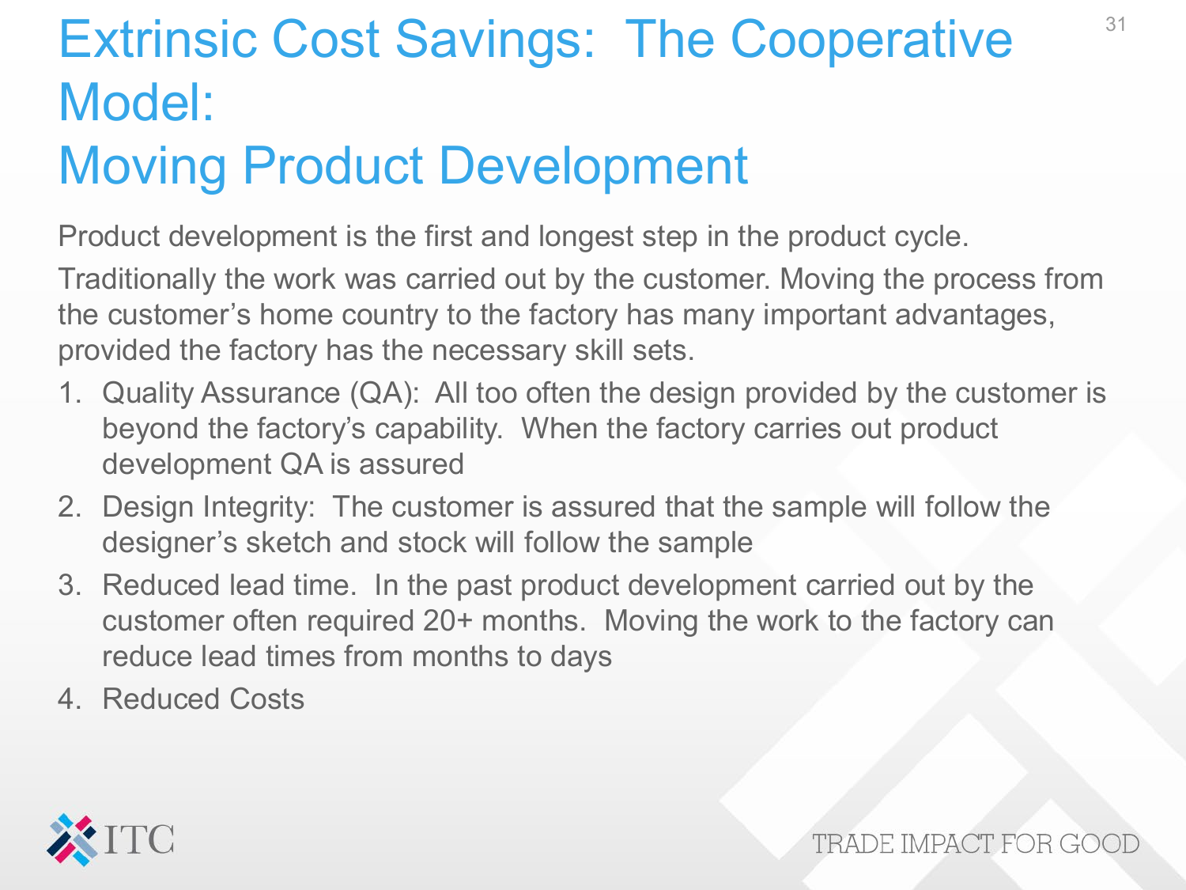# Extrinsic Cost Savings: The Cooperative Model: Moving Product Development

Product development is the first and longest step in the product cycle.

Traditionally the work was carried out by the customer. Moving the process from the customer's home country to the factory has many important advantages, provided the factory has the necessary skill sets.

1. Quality Assurance (QA): All too often the design provided by the customer is beyond the factory's capability. When the factory carries out product development QA is assured
2. Design Integrity: The customer is assured that the sample will follow the designer's sketch and stock will follow the sample
3. Reduced lead time. In the past product development carried out by the customer often required 20+ months. Moving the work to the factory can reduce lead times from months to days
4. Reduced Costs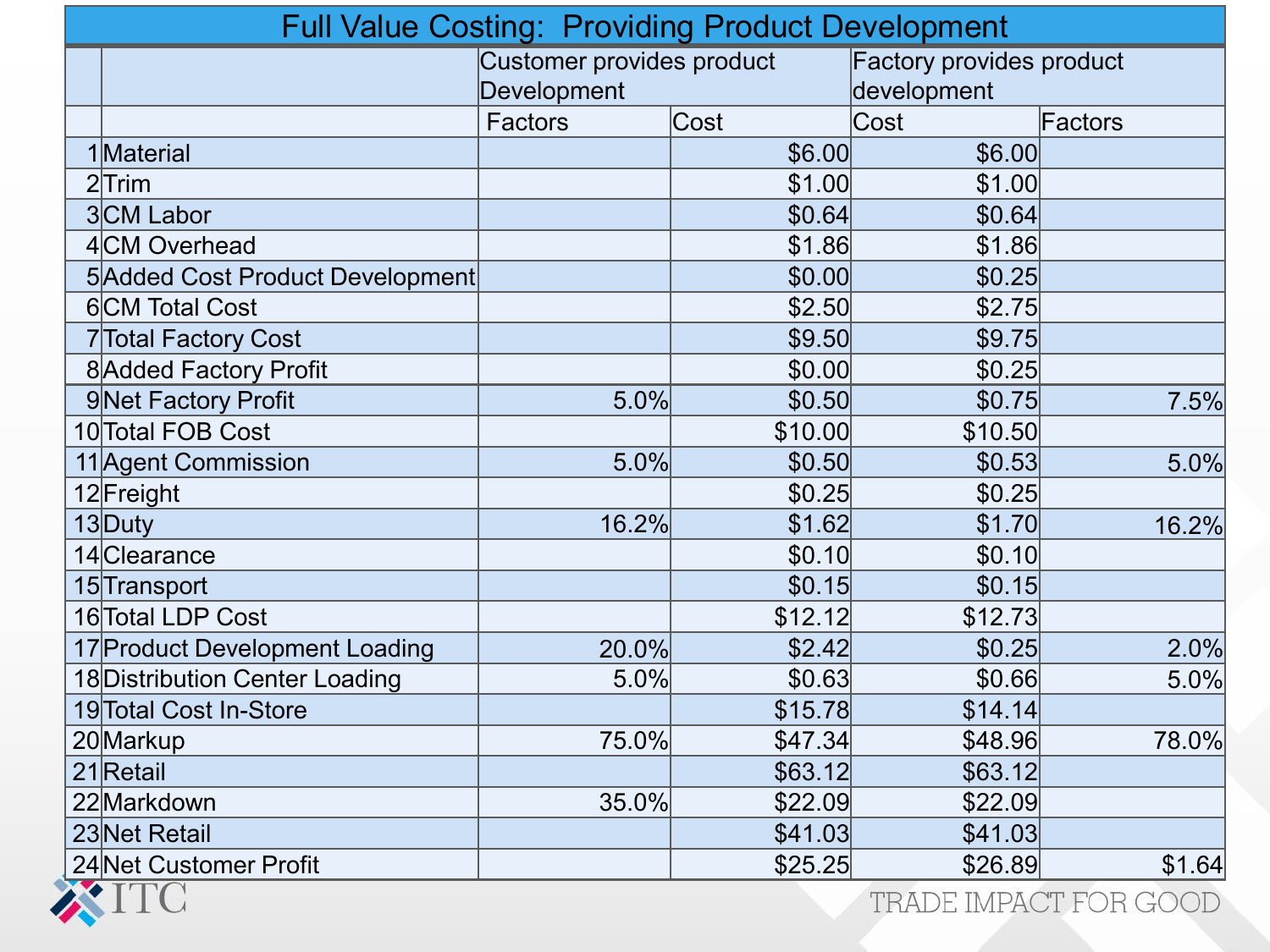# Full Value Costing: Providing Product Development

| | | Customer provides product Development | | Factory provides product development | |
|---|---|---|---|---|---|
| | | Factors | Cost | Cost | Factors |
| 1 | Material | | $6.00 | $6.00 | |
| 2 | Trim | | $1.00 | $1.00 | |
| 3 | CM Labor | | $0.64 | $0.64 | |
| 4 | CM Overhead | | $1.86 | $1.86 | |
| 5 | Added Cost Product Development | | $0.00 | $0.25 | |
| 6 | CM Total Cost | | $2.50 | $2.75 | |
| 7 | Total Factory Cost | | $9.50 | $9.75 | |
| 8 | Added Factory Profit | | $0.00 | $0.25 | |
| 9 | Net Factory Profit | 5.0% | $0.50 | $0.75 | 7.5% |
| 10 | Total FOB Cost | | $10.00 | $10.50 | |
| 11 | Agent Commission | 5.0% | $0.50 | $0.53 | 5.0% |
| 12 | Freight | | $0.25 | $0.25 | |
| 13 | Duty | 16.2% | $1.62 | $1.70 | 16.2% |
| 14 | Clearance | | $0.10 | $0.10 | |
| 15 | Transport | | $0.15 | $0.15 | |
| 16 | Total LDP Cost | | $12.12 | $12.73 | |
| 17 | Product Development Loading | 20.0% | $2.42 | $0.25 | 2.0% |
| 18 | Distribution Center Loading | 5.0% | $0.63 | $0.66 | 5.0% |
| 19 | Total Cost In-Store | | $15.78 | $14.14 | |
| 20 | Markup | 75.0% | $47.34 | $48.96 | 78.0% |
| 21 | Retail | | $63.12 | $63.12 | |
| 22 | Markdown | 35.0% | $22.09 | $22.09 | |
| 23 | Net Retail | | $41.03 | $41.03 | |
| 24 | Net Customer Profit | | $25.25 | $26.89 | $1.64 |

ITC

TRADE IMPACT FOR GOOD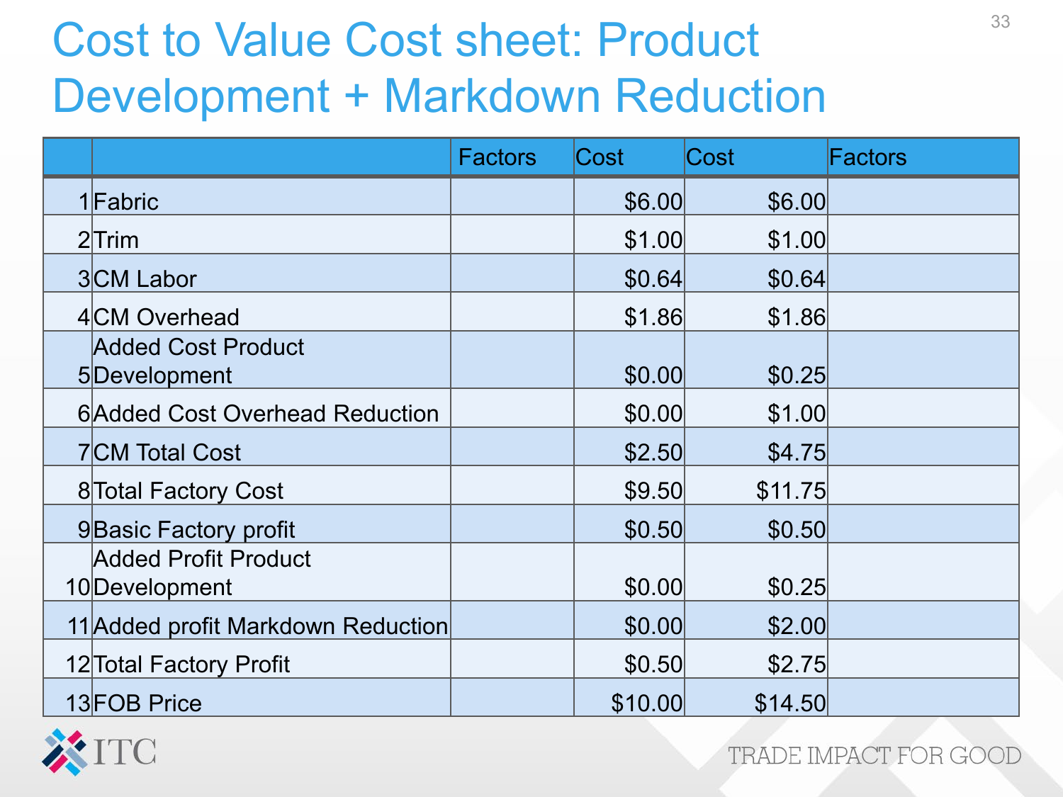# Cost to Value Cost sheet: Product Development + Markdown Reduction

| | | Factors | Cost | Cost | Factors |
|---|---|---|---|---|---|
| 1 | Fabric | | $6.00 | $6.00 | |
| 2 | Trim | | $1.00 | $1.00 | |
| 3 | CM Labor | | $0.64 | $0.64 | |
| 4 | CM Overhead | | $1.86 | $1.86 | |
| 5 | Added Cost Product Development | | $0.00 | $0.25 | |
| 6 | Added Cost Overhead Reduction | | $0.00 | $1.00 | |
| 7 | CM Total Cost | | $2.50 | $4.75 | |
| 8 | Total Factory Cost | | $9.50 | $11.75 | |
| 9 | Basic Factory profit | | $0.50 | $0.50 | |
| 10 | Added Profit Product Development | | $0.00 | $0.25 | |
| 11 | Added profit Markdown Reduction | | $0.00 | $2.00 | |
| 12 | Total Factory Profit | | $0.50 | $2.75 | |
| 13 | FOB Price | | $10.00 | $14.50 | |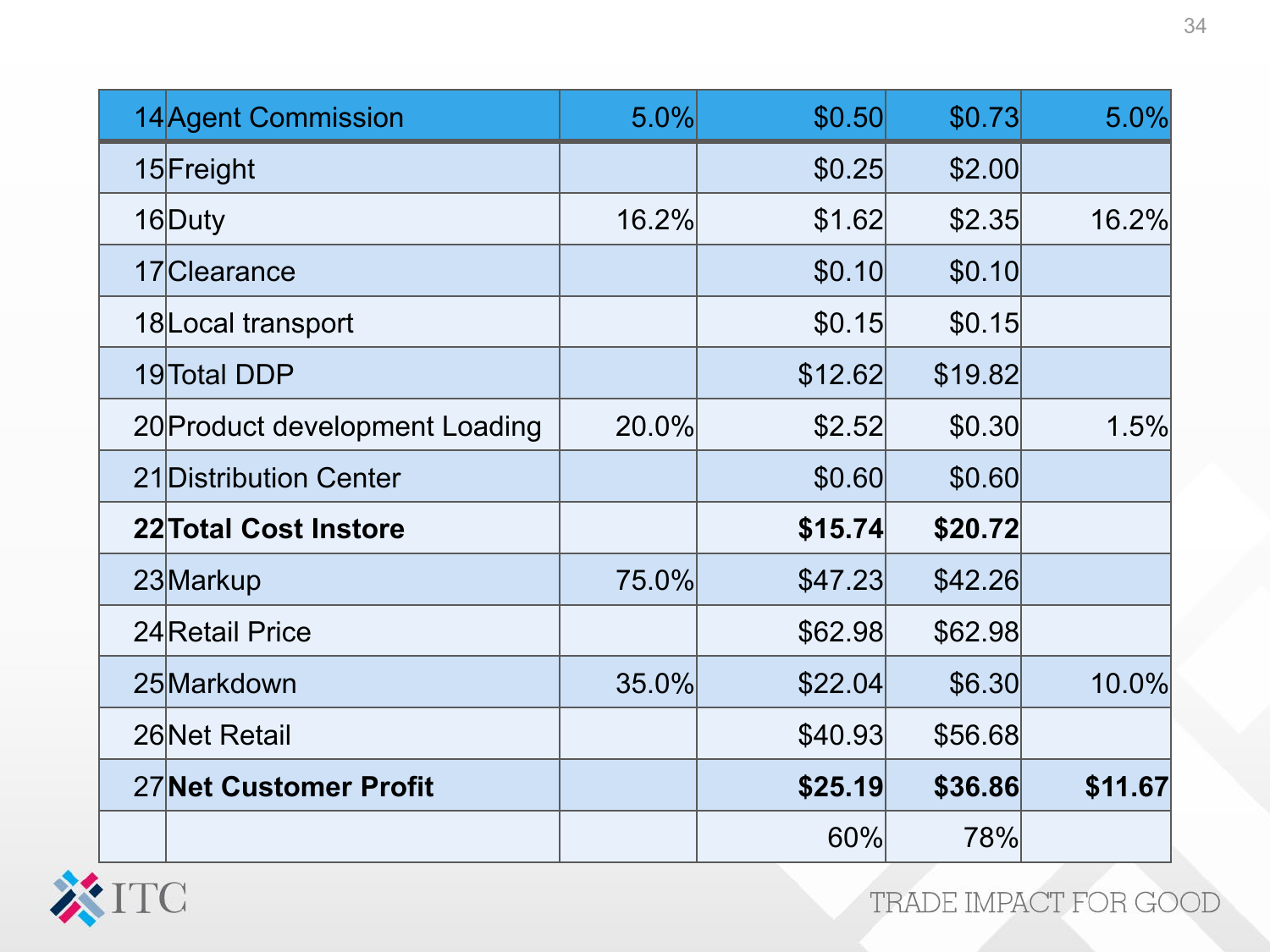| 14 | Agent Commission | 5.0% | $0.50 | $0.73 | 5.0% |
|---|---|---|---|---|---|
| 15 | Freight | | $0.25 | $2.00 | |
| 16 | Duty | 16.2% | $1.62 | $2.35 | 16.2% |
| 17 | Clearance | | $0.10 | $0.10 | |
| 18 | Local transport | | $0.15 | $0.15 | |
| 19 | Total DDP | | $12.62 | $19.82 | |
| 20 | Product development Loading | 20.0% | $2.52 | $0.30 | 1.5% |
| 21 | Distribution Center | | $0.60 | $0.60 | |
| **22** | **Total Cost Instore** | | **$15.74** | **$20.72** | |
| 23 | Markup | 75.0% | $47.23 | $42.26 | |
| 24 | Retail Price | | $62.98 | $62.98 | |
| 25 | Markdown | 35.0% | $22.04 | $6.30 | 10.0% |
| 26 | Net Retail | | $40.93 | $56.68 | |
| 27 | **Net Customer Profit** | | **$25.19** | **$36.86** | **$11.67** |
| | | | 60% | 78% | |

TRADE IMPACT FOR GOOD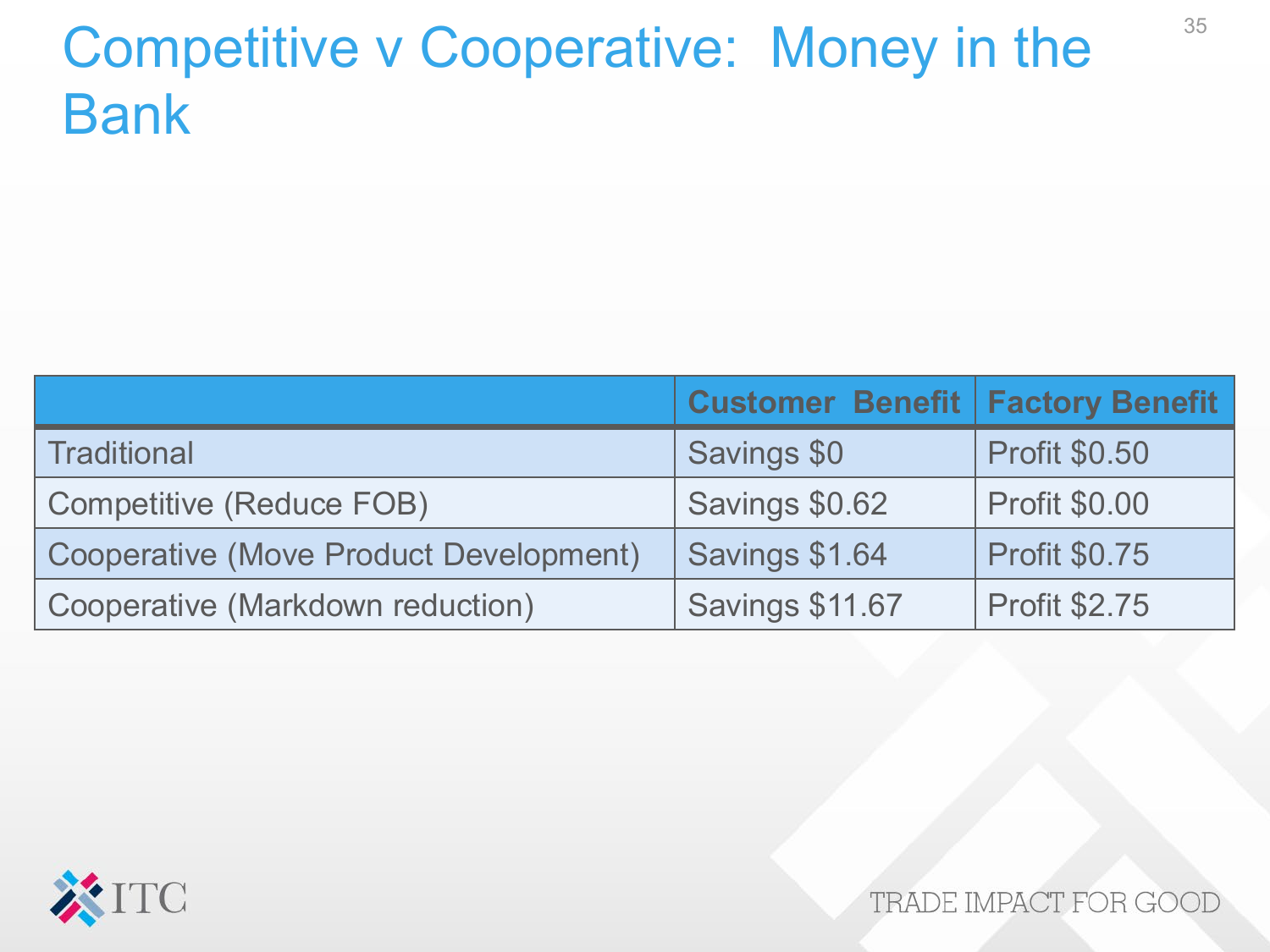# Competitive v Cooperative: Money in the Bank

| | Customer Benefit | Factory Benefit |
|---|---|---|
| Traditional | Savings $0 | Profit $0.50 |
| Competitive (Reduce FOB) | Savings $0.62 | Profit $0.00 |
| Cooperative (Move Product Development) | Savings $1.64 | Profit $0.75 |
| Cooperative (Markdown reduction) | Savings $11.67 | Profit $2.75 |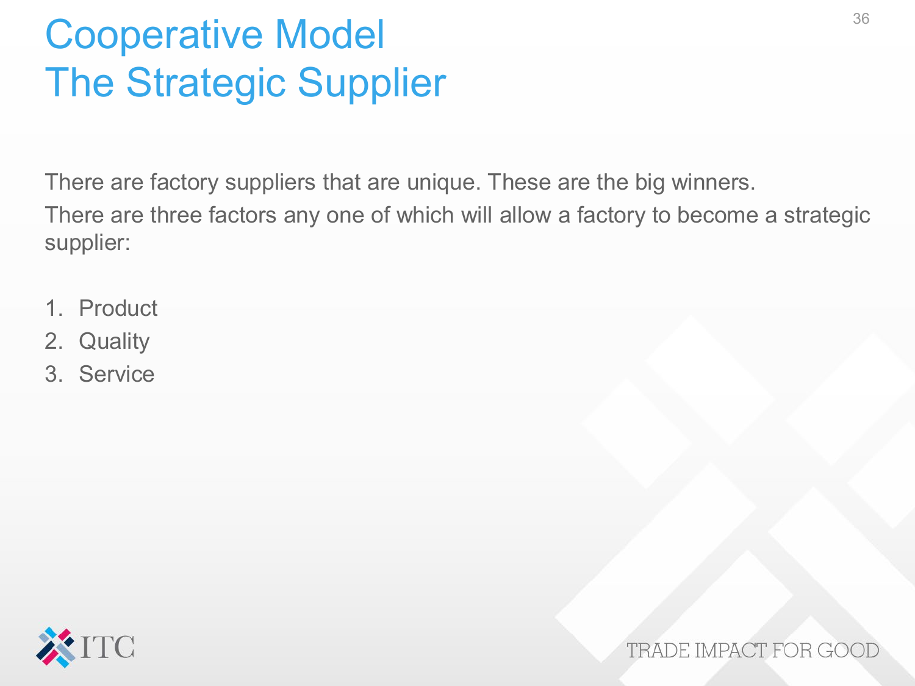# Cooperative Model
# The Strategic Supplier

There are factory suppliers that are unique. These are the big winners.

There are three factors any one of which will allow a factory to become a strategic supplier:

1. Product
2. Quality
3. Service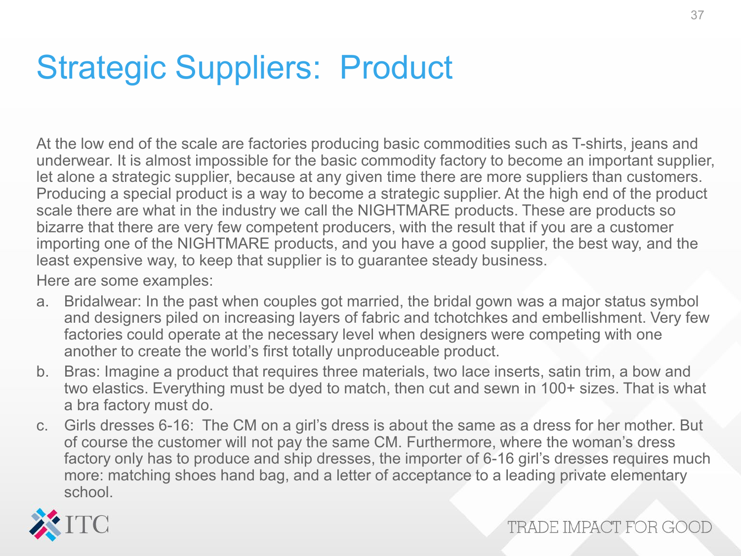# Strategic Suppliers: Product

At the low end of the scale are factories producing basic commodities such as T-shirts, jeans and underwear. It is almost impossible for the basic commodity factory to become an important supplier, let alone a strategic supplier, because at any given time there are more suppliers than customers. Producing a special product is a way to become a strategic supplier. At the high end of the product scale there are what in the industry we call the NIGHTMARE products. These are products so bizarre that there are very few competent producers, with the result that if you are a customer importing one of the NIGHTMARE products, and you have a good supplier, the best way, and the least expensive way, to keep that supplier is to guarantee steady business.

Here are some examples:

a. Bridalwear: In the past when couples got married, the bridal gown was a major status symbol and designers piled on increasing layers of fabric and tchotchkes and embellishment. Very few factories could operate at the necessary level when designers were competing with one another to create the world's first totally unproduceable product.
b. Bras: Imagine a product that requires three materials, two lace inserts, satin trim, a bow and two elastics. Everything must be dyed to match, then cut and sewn in 100+ sizes. That is what a bra factory must do.
c. Girls dresses 6-16: The CM on a girl's dress is about the same as a dress for her mother. But of course the customer will not pay the same CM. Furthermore, where the woman's dress factory only has to produce and ship dresses, the importer of 6-16 girl's dresses requires much more: matching shoes hand bag, and a letter of acceptance to a leading private elementary school.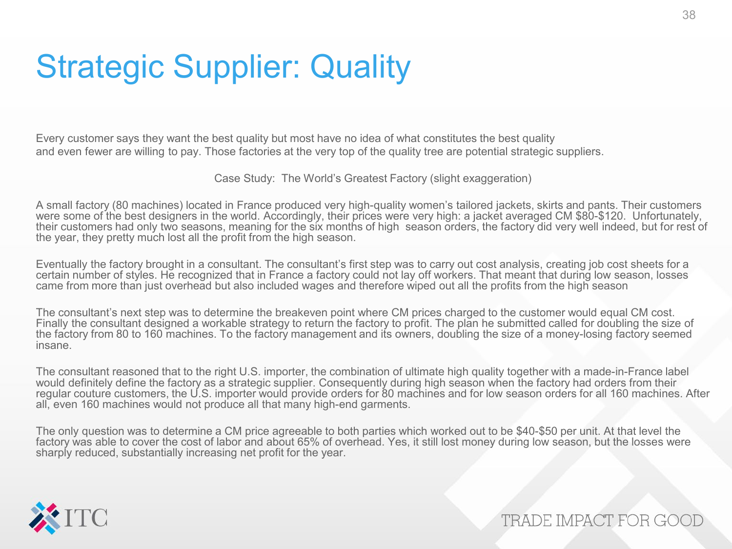# Strategic Supplier: Quality

Every customer says they want the best quality but most have no idea of what constitutes the best quality and even fewer are willing to pay. Those factories at the very top of the quality tree are potential strategic suppliers.

Case Study: The World's Greatest Factory (slight exaggeration)

A small factory (80 machines) located in France produced very high-quality women's tailored jackets, skirts and pants. Their customers were some of the best designers in the world. Accordingly, their prices were very high: a jacket averaged CM $80-$120. Unfortunately, their customers had only two seasons, meaning for the six months of high season orders, the factory did very well indeed, but for rest of the year, they pretty much lost all the profit from the high season.

Eventually the factory brought in a consultant. The consultant's first step was to carry out cost analysis, creating job cost sheets for a certain number of styles. He recognized that in France a factory could not lay off workers. That meant that during low season, losses came from more than just overhead but also included wages and therefore wiped out all the profits from the high season

The consultant's next step was to determine the breakeven point where CM prices charged to the customer would equal CM cost. Finally the consultant designed a workable strategy to return the factory to profit. The plan he submitted called for doubling the size of the factory from 80 to 160 machines. To the factory management and its owners, doubling the size of a money-losing factory seemed insane.

The consultant reasoned that to the right U.S. importer, the combination of ultimate high quality together with a made-in-France label would definitely define the factory as a strategic supplier. Consequently during high season when the factory had orders from their regular couture customers, the U.S. importer would provide orders for 80 machines and for low season orders for all 160 machines. After all, even 160 machines would not produce all that many high-end garments.

The only question was to determine a CM price agreeable to both parties which worked out to be $40-$50 per unit. At that level the factory was able to cover the cost of labor and about 65% of overhead. Yes, it still lost money during low season, but the losses were sharply reduced, substantially increasing net profit for the year.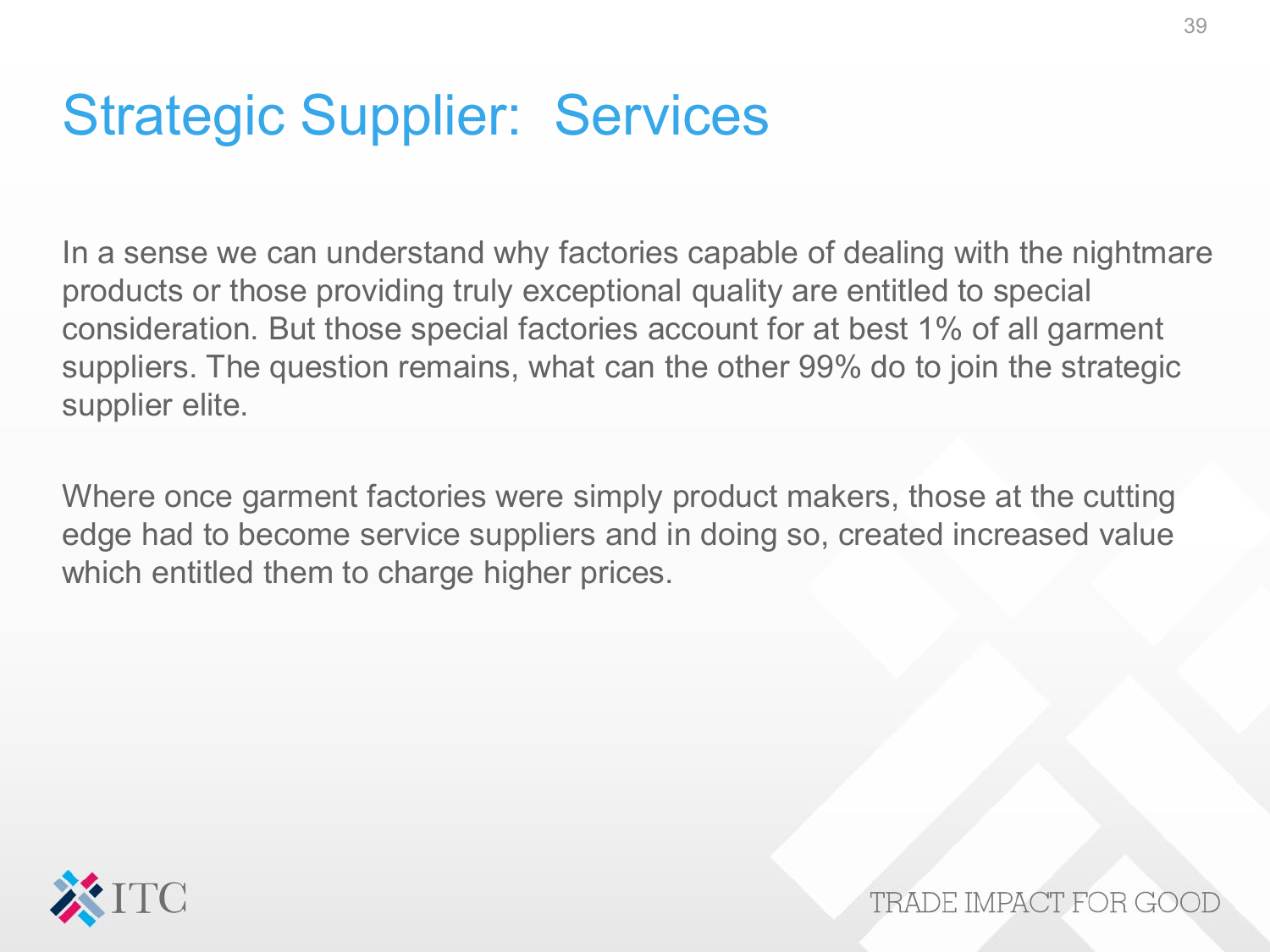# Strategic Supplier: Services

In a sense we can understand why factories capable of dealing with the nightmare products or those providing truly exceptional quality are entitled to special consideration. But those special factories account for at best 1% of all garment suppliers. The question remains, what can the other 99% do to join the strategic supplier elite.

Where once garment factories were simply product makers, those at the cutting edge had to become service suppliers and in doing so, created increased value which entitled them to charge higher prices.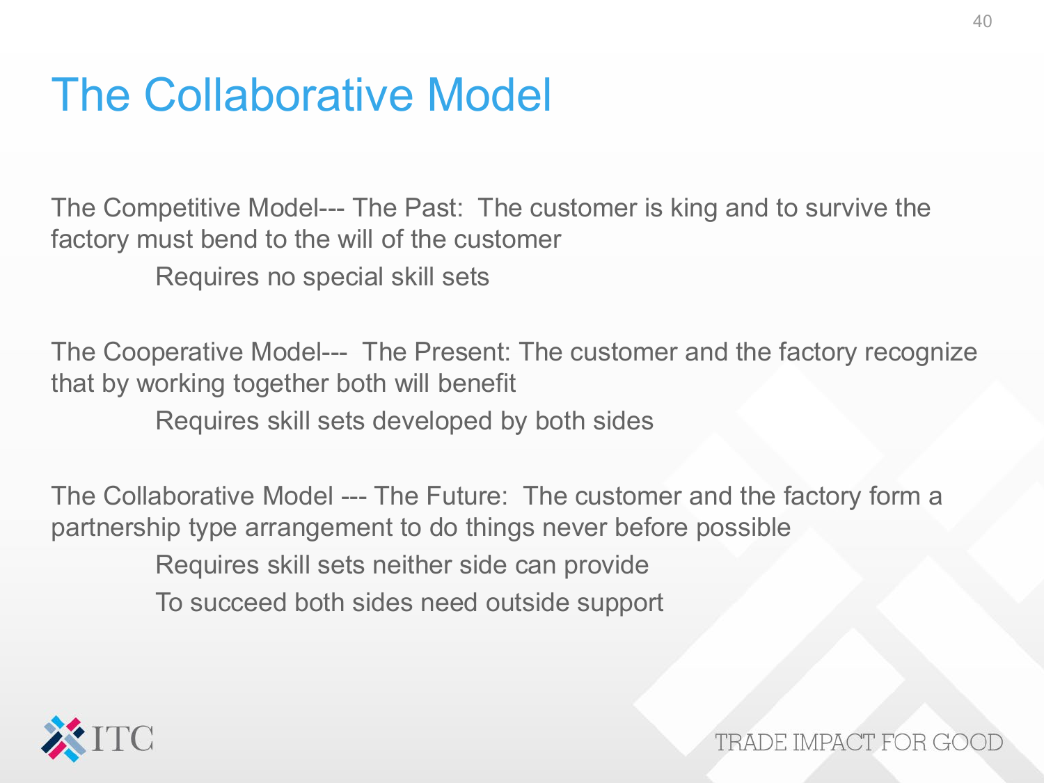# The Collaborative Model

The Competitive Model--- The Past: The customer is king and to survive the factory must bend to the will of the customer

Requires no special skill sets

The Cooperative Model--- The Present: The customer and the factory recognize that by working together both will benefit

Requires skill sets developed by both sides

The Collaborative Model --- The Future: The customer and the factory form a partnership type arrangement to do things never before possible

Requires skill sets neither side can provide

To succeed both sides need outside support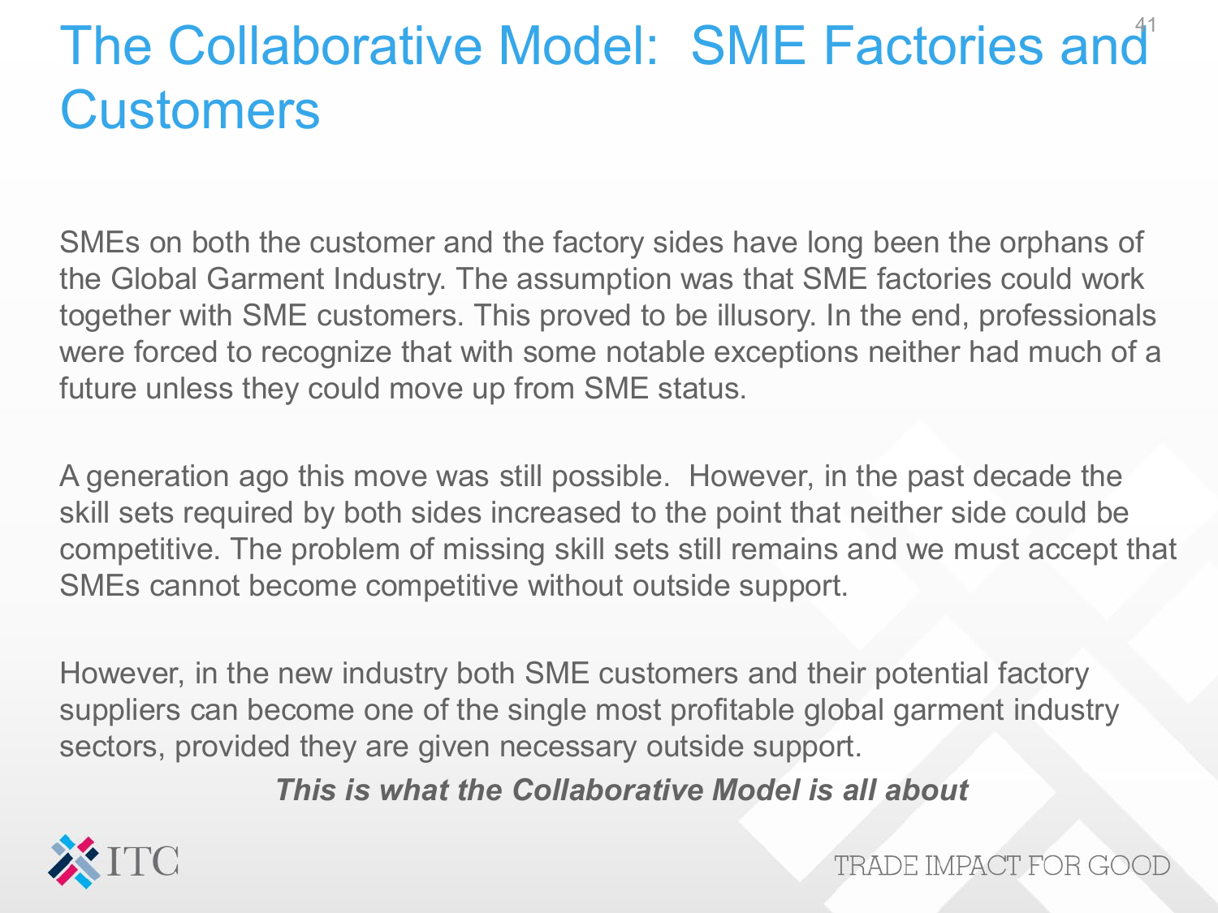# The Collaborative Model: SME Factories and Customers

SMEs on both the customer and the factory sides have long been the orphans of the Global Garment Industry. The assumption was that SME factories could work together with SME customers. This proved to be illusory. In the end, professionals were forced to recognize that with some notable exceptions neither had much of a future unless they could move up from SME status.

A generation ago this move was still possible. However, in the past decade the skill sets required by both sides increased to the point that neither side could be competitive. The problem of missing skill sets still remains and we must accept that SMEs cannot become competitive without outside support.

However, in the new industry both SME customers and their potential factory suppliers can become one of the single most profitable global garment industry sectors, provided they are given necessary outside support.

***This is what the Collaborative Model is all about***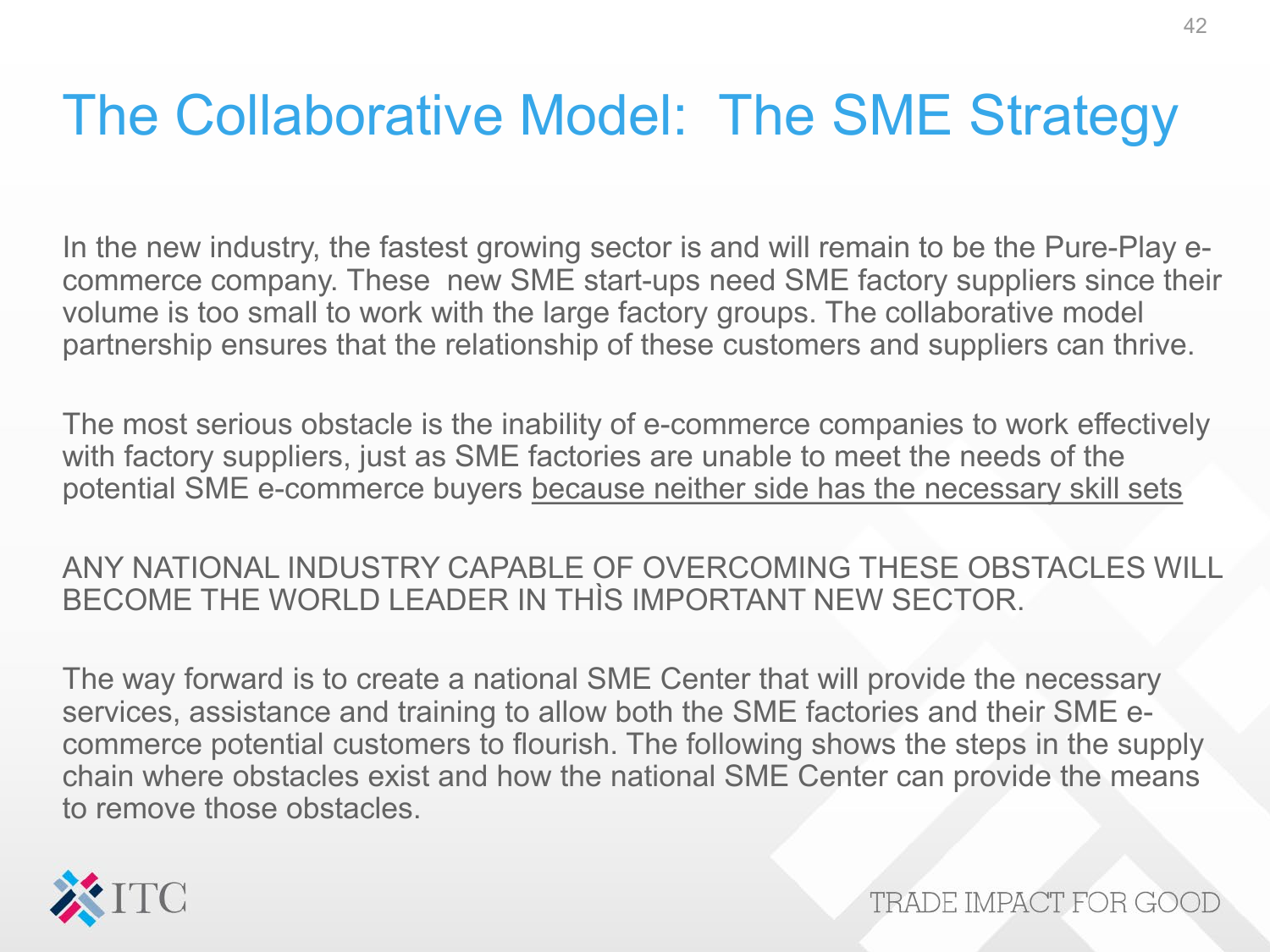# The Collaborative Model: The SME Strategy

In the new industry, the fastest growing sector is and will remain to be the Pure-Play e-commerce company. These new SME start-ups need SME factory suppliers since their volume is too small to work with the large factory groups. The collaborative model partnership ensures that the relationship of these customers and suppliers can thrive.

The most serious obstacle is the inability of e-commerce companies to work effectively with factory suppliers, just as SME factories are unable to meet the needs of the potential SME e-commerce buyers <u>because neither side has the necessary skill sets</u>

ANY NATIONAL INDUSTRY CAPABLE OF OVERCOMING THESE OBSTACLES WILL BECOME THE WORLD LEADER IN THÌS IMPORTANT NEW SECTOR.

The way forward is to create a national SME Center that will provide the necessary services, assistance and training to allow both the SME factories and their SME e-commerce potential customers to flourish. The following shows the steps in the supply chain where obstacles exist and how the national SME Center can provide the means to remove those obstacles.

ITC

TRADE IMPACT FOR GOOD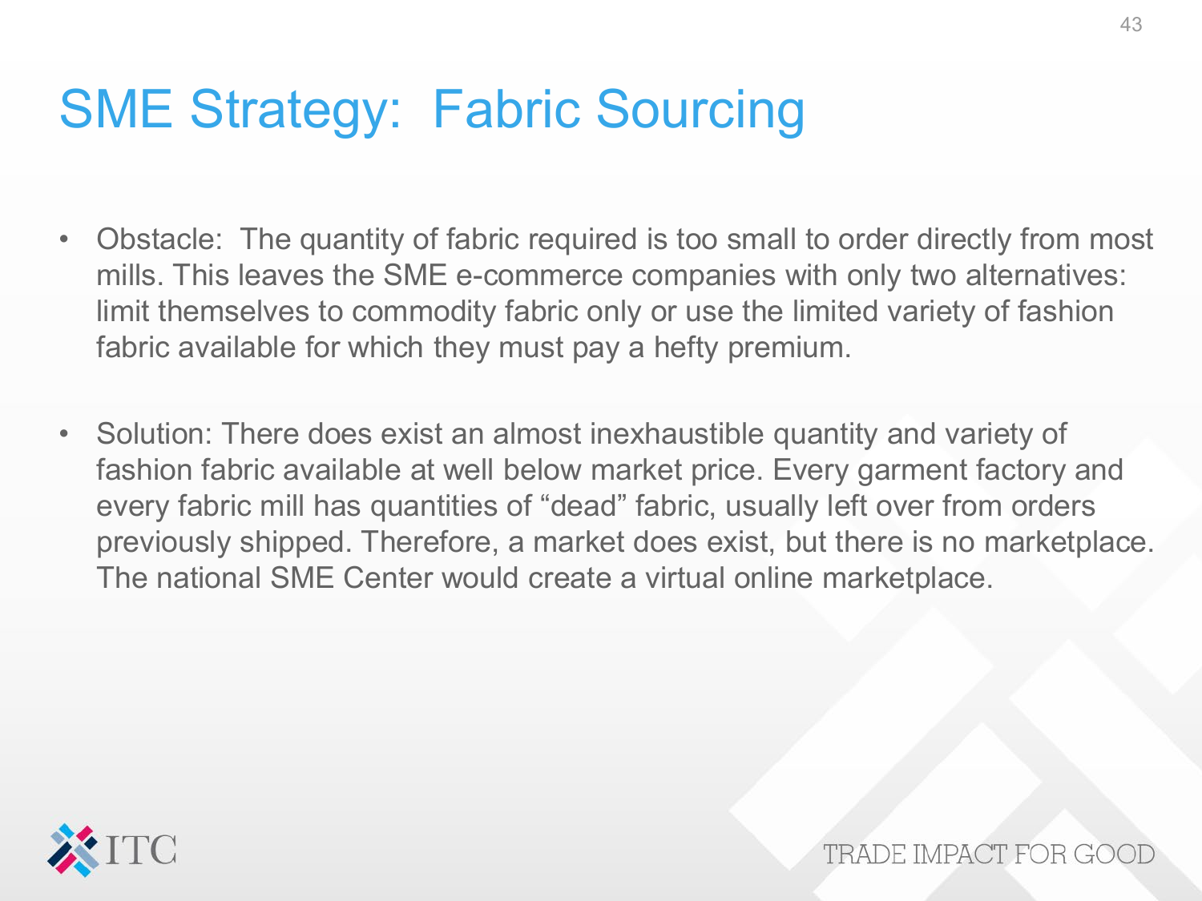# SME Strategy: Fabric Sourcing

- Obstacle: The quantity of fabric required is too small to order directly from most mills. This leaves the SME e-commerce companies with only two alternatives: limit themselves to commodity fabric only or use the limited variety of fashion fabric available for which they must pay a hefty premium.

- Solution: There does exist an almost inexhaustible quantity and variety of fashion fabric available at well below market price. Every garment factory and every fabric mill has quantities of "dead" fabric, usually left over from orders previously shipped. Therefore, a market does exist, but there is no marketplace. The national SME Center would create a virtual online marketplace.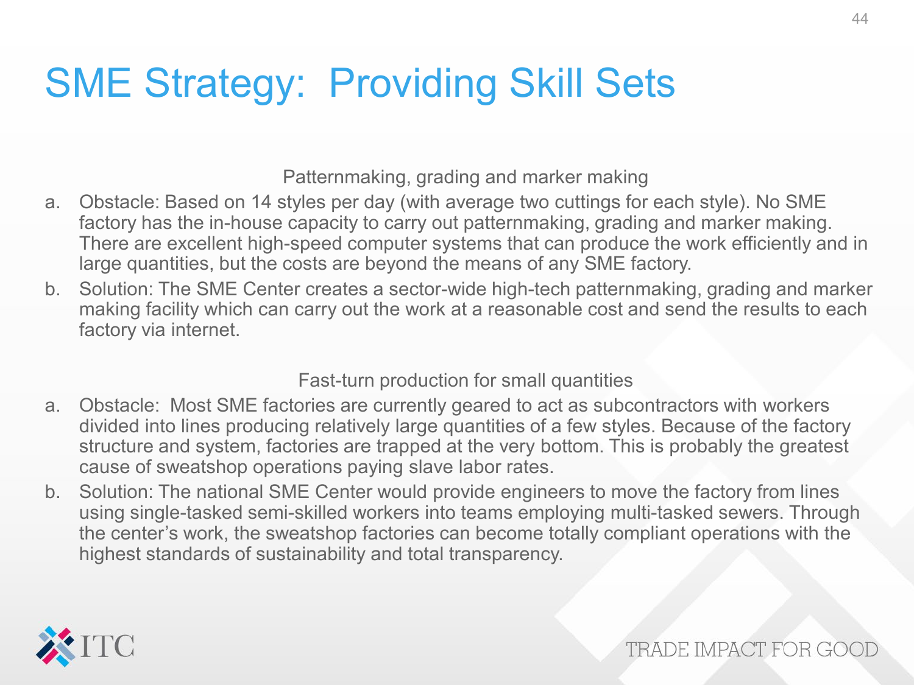# SME Strategy: Providing Skill Sets

Patternmaking, grading and marker making

a. Obstacle: Based on 14 styles per day (with average two cuttings for each style). No SME factory has the in-house capacity to carry out patternmaking, grading and marker making. There are excellent high-speed computer systems that can produce the work efficiently and in large quantities, but the costs are beyond the means of any SME factory.
b. Solution: The SME Center creates a sector-wide high-tech patternmaking, grading and marker making facility which can carry out the work at a reasonable cost and send the results to each factory via internet.

Fast-turn production for small quantities

a. Obstacle: Most SME factories are currently geared to act as subcontractors with workers divided into lines producing relatively large quantities of a few styles. Because of the factory structure and system, factories are trapped at the very bottom. This is probably the greatest cause of sweatshop operations paying slave labor rates.
b. Solution: The national SME Center would provide engineers to move the factory from lines using single-tasked semi-skilled workers into teams employing multi-tasked sewers. Through the center's work, the sweatshop factories can become totally compliant operations with the highest standards of sustainability and total transparency.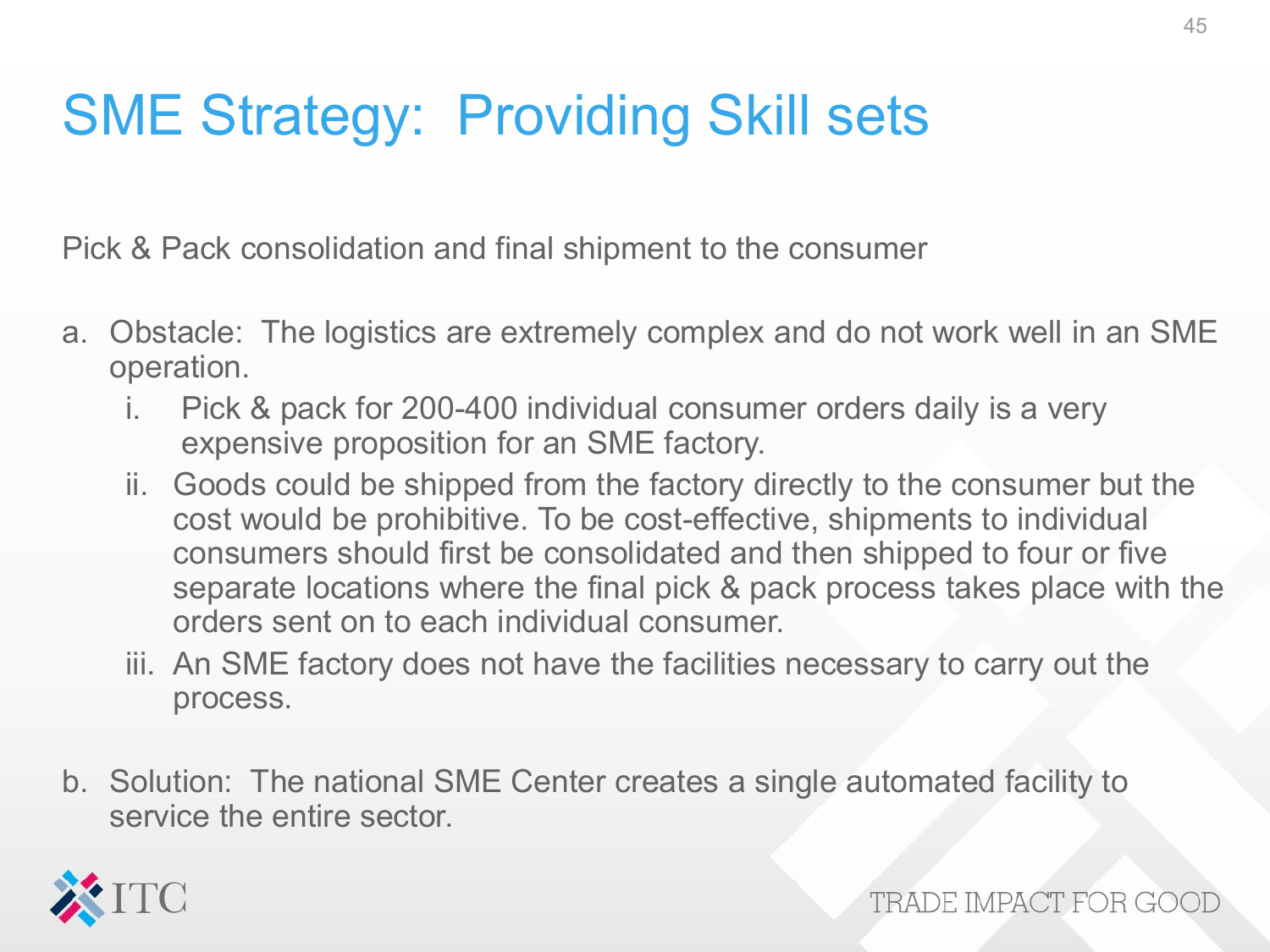# SME Strategy: Providing Skill sets

Pick & Pack consolidation and final shipment to the consumer

a. Obstacle: The logistics are extremely complex and do not work well in an SME operation.
   i. Pick & pack for 200-400 individual consumer orders daily is a very expensive proposition for an SME factory.
   ii. Goods could be shipped from the factory directly to the consumer but the cost would be prohibitive. To be cost-effective, shipments to individual consumers should first be consolidated and then shipped to four or five separate locations where the final pick & pack process takes place with the orders sent on to each individual consumer.
   iii. An SME factory does not have the facilities necessary to carry out the process.

b. Solution: The national SME Center creates a single automated facility to service the entire sector.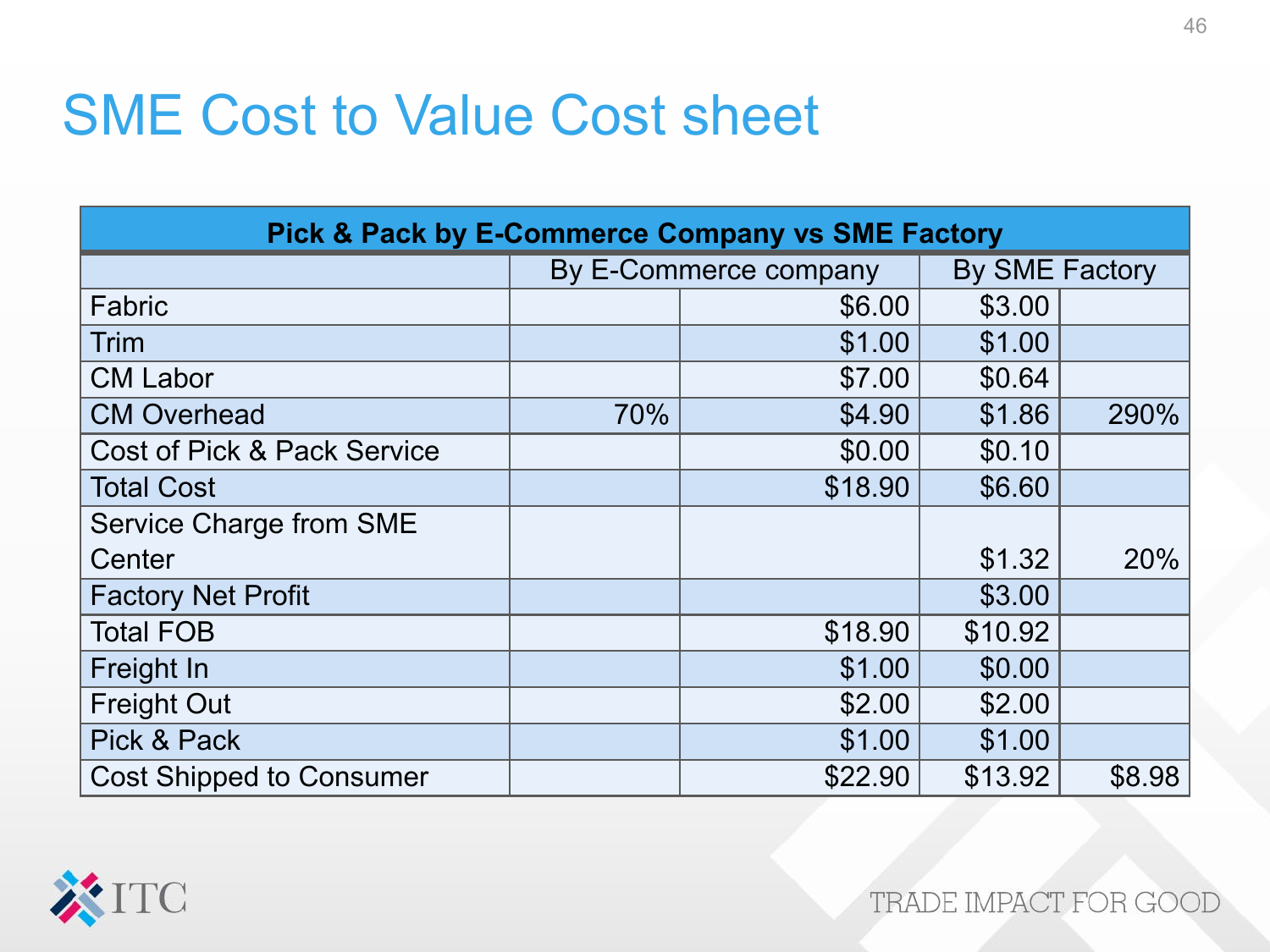# SME Cost to Value Cost sheet

| Pick & Pack by E-Commerce Company vs SME Factory | | | | |
|---|---|---|---|---|
| | By E-Commerce company | | By SME Factory | |
| Fabric | | $6.00 | $3.00 | |
| Trim | | $1.00 | $1.00 | |
| CM Labor | | $7.00 | $0.64 | |
| CM Overhead | 70% | $4.90 | $1.86 | 290% |
| Cost of Pick & Pack Service | | $0.00 | $0.10 | |
| Total Cost | | $18.90 | $6.60 | |
| Service Charge from SME Center | | | $1.32 | 20% |
| Factory Net Profit | | | $3.00 | |
| Total FOB | | $18.90 | $10.92 | |
| Freight In | | $1.00 | $0.00 | |
| Freight Out | | $2.00 | $2.00 | |
| Pick & Pack | | $1.00 | $1.00 | |
| Cost Shipped to Consumer | | $22.90 | $13.92 | $8.98 |

TRADE IMPACT FOR GOOD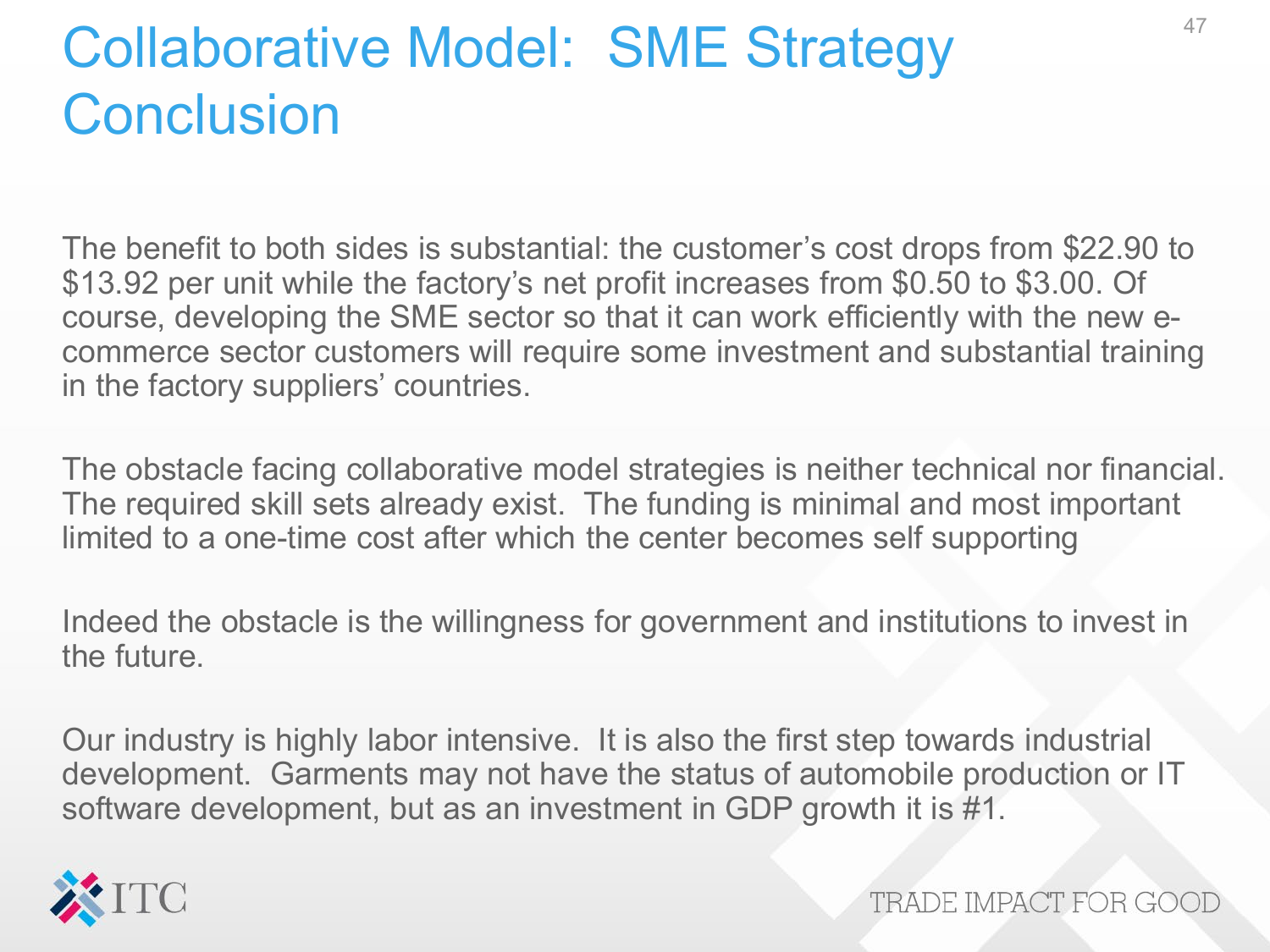# Collaborative Model: SME Strategy Conclusion

The benefit to both sides is substantial: the customer's cost drops from $22.90 to $13.92 per unit while the factory's net profit increases from $0.50 to $3.00. Of course, developing the SME sector so that it can work efficiently with the new e-commerce sector customers will require some investment and substantial training in the factory suppliers' countries.

The obstacle facing collaborative model strategies is neither technical nor financial. The required skill sets already exist. The funding is minimal and most important limited to a one-time cost after which the center becomes self supporting

Indeed the obstacle is the willingness for government and institutions to invest in the future.

Our industry is highly labor intensive. It is also the first step towards industrial development. Garments may not have the status of automobile production or IT software development, but as an investment in GDP growth it is #1.